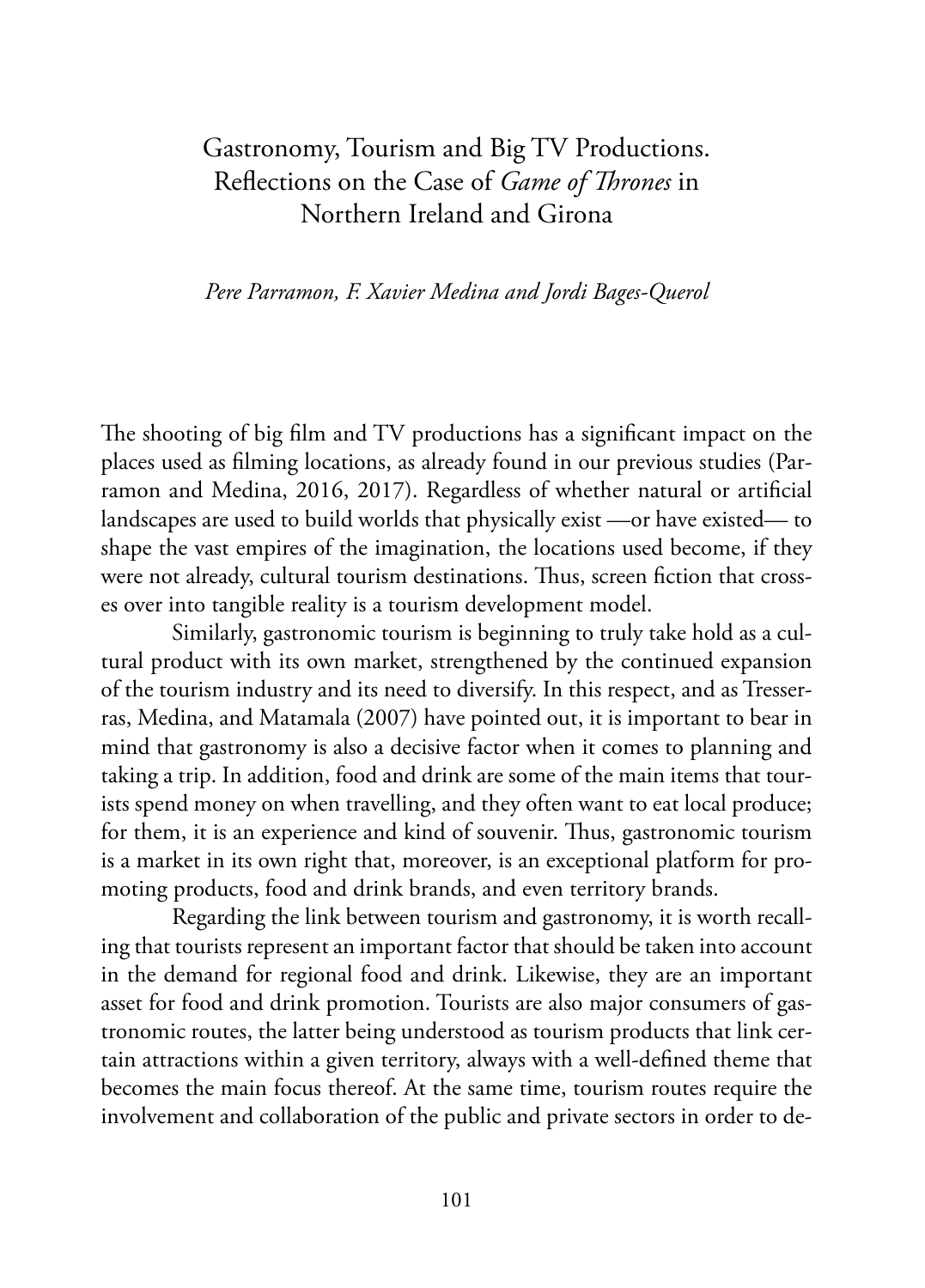# Gastronomy, Tourism and Big TV Productions. Reflections on the Case of *Game of Thrones* in Northern Ireland and Girona

*Pere Parramon, F. Xavier Medina and Jordi Bages-Querol*

The shooting of big film and TV productions has a significant impact on the places used as filming locations, as already found in our previous studies (Parramon and Medina, 2016, 2017). Regardless of whether natural or artificial landscapes are used to build worlds that physically exist —or have existed— to shape the vast empires of the imagination, the locations used become, if they were not already, cultural tourism destinations. Thus, screen fiction that crosses over into tangible reality is a tourism development model.

Similarly, gastronomic tourism is beginning to truly take hold as a cultural product with its own market, strengthened by the continued expansion of the tourism industry and its need to diversify. In this respect, and as Tresserras, Medina, and Matamala (2007) have pointed out, it is important to bear in mind that gastronomy is also a decisive factor when it comes to planning and taking a trip. In addition, food and drink are some of the main items that tourists spend money on when travelling, and they often want to eat local produce; for them, it is an experience and kind of souvenir. Thus, gastronomic tourism is a market in its own right that, moreover, is an exceptional platform for promoting products, food and drink brands, and even territory brands.

Regarding the link between tourism and gastronomy, it is worth recalling that tourists represent an important factor that should be taken into account in the demand for regional food and drink. Likewise, they are an important asset for food and drink promotion. Tourists are also major consumers of gastronomic routes, the latter being understood as tourism products that link certain attractions within a given territory, always with a well-defined theme that becomes the main focus thereof. At the same time, tourism routes require the involvement and collaboration of the public and private sectors in order to de-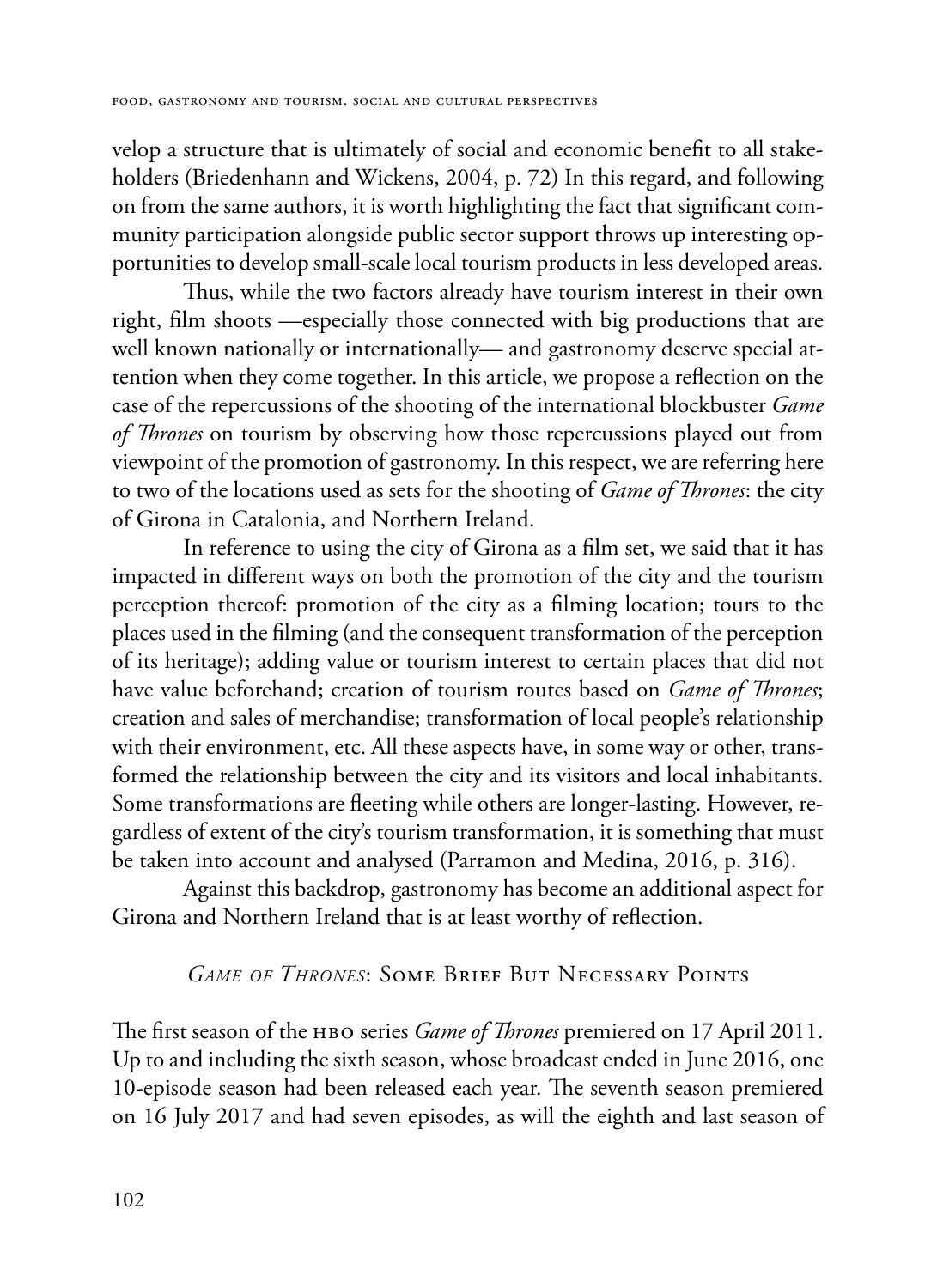velop a structure that is ultimately of social and economic benefit to all stakeholders (Briedenhann and Wickens, 2004, p. 72) In this regard, and following on from the same authors, it is worth highlighting the fact that significant community participation alongside public sector support throws up interesting opportunities to develop small-scale local tourism products in less developed areas.

Thus, while the two factors already have tourism interest in their own right, film shoots —especially those connected with big productions that are well known nationally or internationally— and gastronomy deserve special attention when they come together. In this article, we propose a reflection on the case of the repercussions of the shooting of the international blockbuster *Game of Thrones* on tourism by observing how those repercussions played out from viewpoint of the promotion of gastronomy. In this respect, we are referring here to two of the locations used as sets for the shooting of *Game of Thrones*: the city of Girona in Catalonia, and Northern Ireland.

In reference to using the city of Girona as a film set, we said that it has impacted in different ways on both the promotion of the city and the tourism perception thereof: promotion of the city as a filming location; tours to the places used in the filming (and the consequent transformation of the perception of its heritage); adding value or tourism interest to certain places that did not have value beforehand; creation of tourism routes based on *Game of Thrones*; creation and sales of merchandise; transformation of local people's relationship with their environment, etc. All these aspects have, in some way or other, transformed the relationship between the city and its visitors and local inhabitants. Some transformations are fleeting while others are longer-lasting. However, regardless of extent of the city's tourism transformation, it is something that must be taken into account and analysed (Parramon and Medina, 2016, p. 316).

Against this backdrop, gastronomy has become an additional aspect for Girona and Northern Ireland that is at least worthy of reflection.

## *Game of Thrones*: Some Brief But Necessary Points

The first season of the HBO series *Game of Thrones* premiered on 17 April 2011. Up to and including the sixth season, whose broadcast ended in June 2016, one 10-episode season had been released each year. The seventh season premiered on 16 July 2017 and had seven episodes, as will the eighth and last season of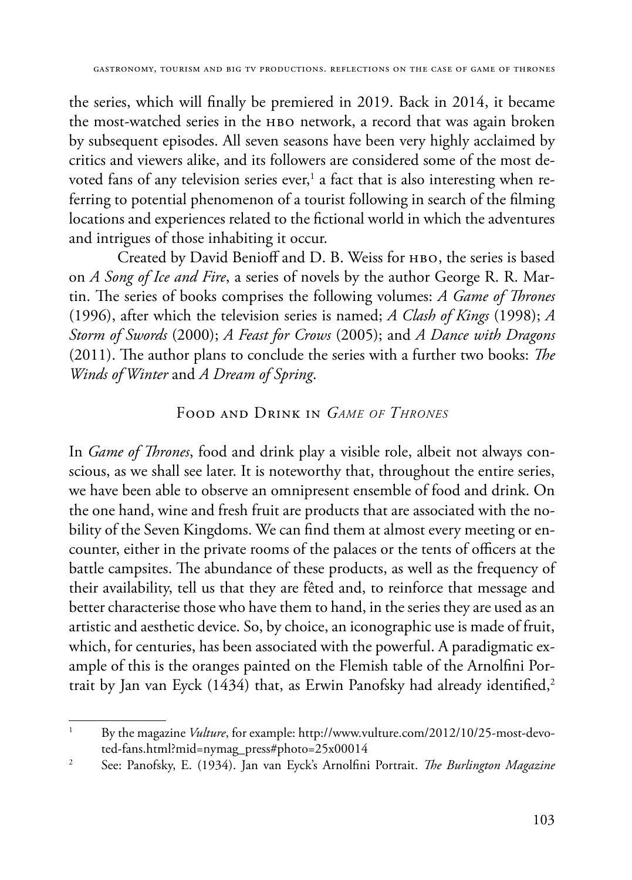the series, which will finally be premiered in 2019. Back in 2014, it became the most-watched series in the HBO network, a record that was again broken by subsequent episodes. All seven seasons have been very highly acclaimed by critics and viewers alike, and its followers are considered some of the most devoted fans of any television series ever,[1] a fact that is also interesting when referring to potential phenomenon of a tourist following in search of the filming locations and experiences related to the fictional world in which the adventures and intrigues of those inhabiting it occur.

Created by David Benioff and D. B. Weiss for HBO, the series is based on *A Song of Ice and Fire*, a series of novels by the author George R. R. Martin. The series of books comprises the following volumes: *A Game of Thrones* (1996), after which the television series is named; *A Clash of Kings* (1998); *A Storm of Swords* (2000); *A Feast for Crows* (2005); and *A Dance with Dragons* (2011). The author plans to conclude the series with a further two books: *The Winds of Winter* and *A Dream of Spring*.

## Food and Drink in *Game of Thrones*

In *Game of Thrones*, food and drink play a visible role, albeit not always conscious, as we shall see later. It is noteworthy that, throughout the entire series, we have been able to observe an omnipresent ensemble of food and drink. On the one hand, wine and fresh fruit are products that are associated with the nobility of the Seven Kingdoms. We can find them at almost every meeting or encounter, either in the private rooms of the palaces or the tents of officers at the battle campsites. The abundance of these products, as well as the frequency of their availability, tell us that they are fêted and, to reinforce that message and better characterise those who have them to hand, in the series they are used as an artistic and aesthetic device. So, by choice, an iconographic use is made of fruit, which, for centuries, has been associated with the powerful. A paradigmatic example of this is the oranges painted on the Flemish table of the Arnolfini Portrait by Jan van Eyck (1434) that, as Erwin Panofsky had already identified,[2]

---

[1] By the magazine *Vulture*, for example: http://www.vulture.com/2012/10/25-most-devoted-fans.html?mid=nymag_press#photo=25x00014

[2] See: Panofsky, E. (1934). Jan van Eyck's Arnolfini Portrait. *The Burlington Magazine*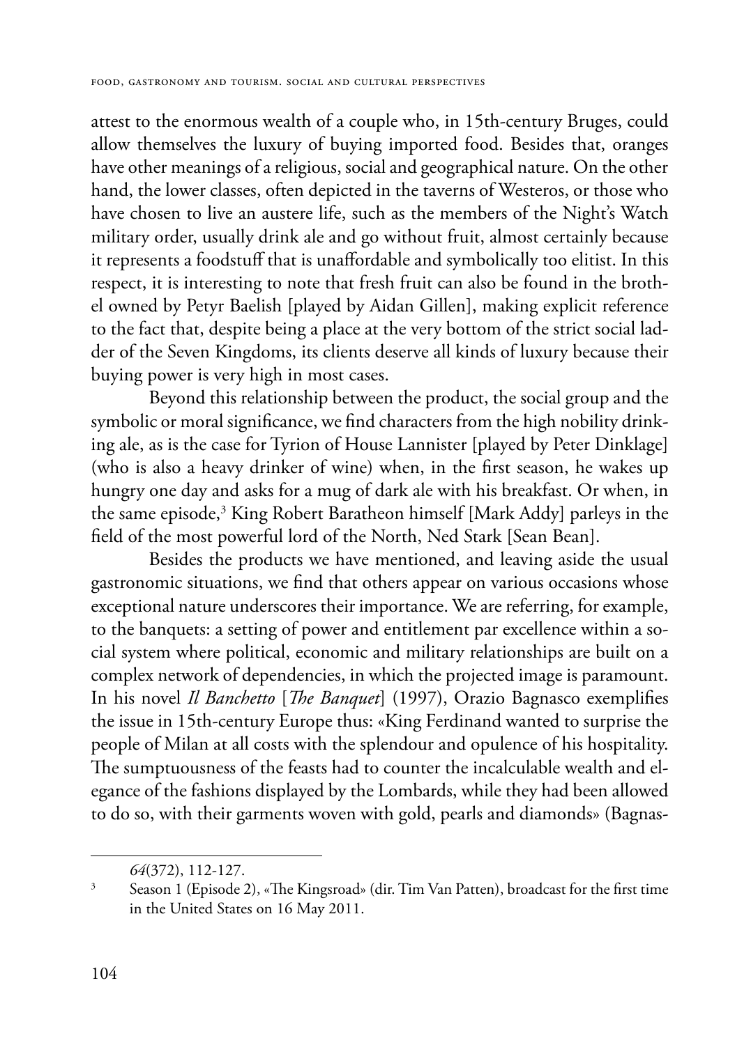attest to the enormous wealth of a couple who, in 15th-century Bruges, could allow themselves the luxury of buying imported food. Besides that, oranges have other meanings of a religious, social and geographical nature. On the other hand, the lower classes, often depicted in the taverns of Westeros, or those who have chosen to live an austere life, such as the members of the Night's Watch military order, usually drink ale and go without fruit, almost certainly because it represents a foodstuff that is unaffordable and symbolically too elitist. In this respect, it is interesting to note that fresh fruit can also be found in the brothel owned by Petyr Baelish [played by Aidan Gillen], making explicit reference to the fact that, despite being a place at the very bottom of the strict social ladder of the Seven Kingdoms, its clients deserve all kinds of luxury because their buying power is very high in most cases.

Beyond this relationship between the product, the social group and the symbolic or moral significance, we find characters from the high nobility drinking ale, as is the case for Tyrion of House Lannister [played by Peter Dinklage] (who is also a heavy drinker of wine) when, in the first season, he wakes up hungry one day and asks for a mug of dark ale with his breakfast. Or when, in the same episode,[3] King Robert Baratheon himself [Mark Addy] parleys in the field of the most powerful lord of the North, Ned Stark [Sean Bean].

Besides the products we have mentioned, and leaving aside the usual gastronomic situations, we find that others appear on various occasions whose exceptional nature underscores their importance. We are referring, for example, to the banquets: a setting of power and entitlement par excellence within a social system where political, economic and military relationships are built on a complex network of dependencies, in which the projected image is paramount. In his novel *Il Banchetto* [*The Banquet*] (1997), Orazio Bagnasco exemplifies the issue in 15th-century Europe thus: «King Ferdinand wanted to surprise the people of Milan at all costs with the splendour and opulence of his hospitality. The sumptuousness of the feasts had to counter the incalculable wealth and elegance of the fashions displayed by the Lombards, while they had been allowed to do so, with their garments woven with gold, pearls and diamonds» (Bagnas-

*64*(372), 112-127.

[3] Season 1 (Episode 2), «The Kingsroad» (dir. Tim Van Patten), broadcast for the first time in the United States on 16 May 2011.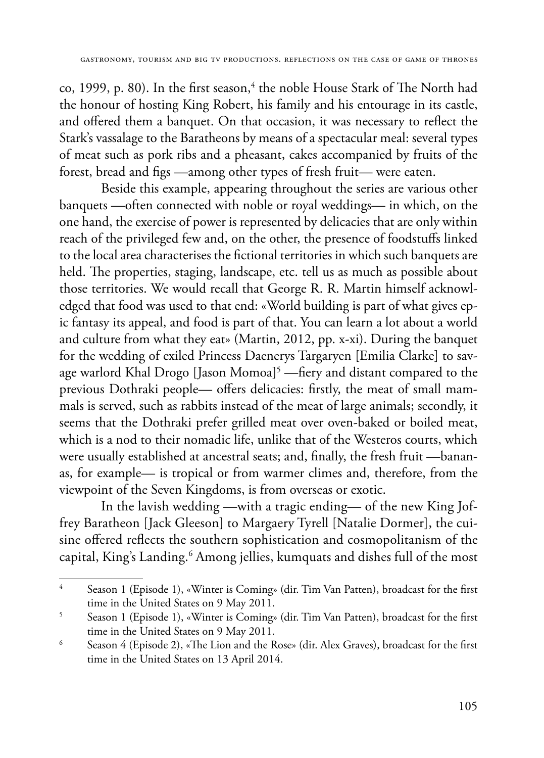co, 1999, p. 80). In the first season,[4] the noble House Stark of The North had the honour of hosting King Robert, his family and his entourage in its castle, and offered them a banquet. On that occasion, it was necessary to reflect the Stark's vassalage to the Baratheons by means of a spectacular meal: several types of meat such as pork ribs and a pheasant, cakes accompanied by fruits of the forest, bread and figs —among other types of fresh fruit— were eaten.

Beside this example, appearing throughout the series are various other banquets —often connected with noble or royal weddings— in which, on the one hand, the exercise of power is represented by delicacies that are only within reach of the privileged few and, on the other, the presence of foodstuffs linked to the local area characterises the fictional territories in which such banquets are held. The properties, staging, landscape, etc. tell us as much as possible about those territories. We would recall that George R. R. Martin himself acknowledged that food was used to that end: «World building is part of what gives epic fantasy its appeal, and food is part of that. You can learn a lot about a world and culture from what they eat» (Martin, 2012, pp. x-xi). During the banquet for the wedding of exiled Princess Daenerys Targaryen [Emilia Clarke] to savage warlord Khal Drogo [Jason Momoa][5] —fiery and distant compared to the previous Dothraki people— offers delicacies: firstly, the meat of small mammals is served, such as rabbits instead of the meat of large animals; secondly, it seems that the Dothraki prefer grilled meat over oven-baked or boiled meat, which is a nod to their nomadic life, unlike that of the Westeros courts, which were usually established at ancestral seats; and, finally, the fresh fruit —bananas, for example— is tropical or from warmer climes and, therefore, from the viewpoint of the Seven Kingdoms, is from overseas or exotic.

In the lavish wedding —with a tragic ending— of the new King Joffrey Baratheon [Jack Gleeson] to Margaery Tyrell [Natalie Dormer], the cuisine offered reflects the southern sophistication and cosmopolitanism of the capital, King's Landing.[6] Among jellies, kumquats and dishes full of the most

---

[4] Season 1 (Episode 1), «Winter is Coming» (dir. Tim Van Patten), broadcast for the first time in the United States on 9 May 2011.

[5] Season 1 (Episode 1), «Winter is Coming» (dir. Tim Van Patten), broadcast for the first time in the United States on 9 May 2011.

[6] Season 4 (Episode 2), «The Lion and the Rose» (dir. Alex Graves), broadcast for the first time in the United States on 13 April 2014.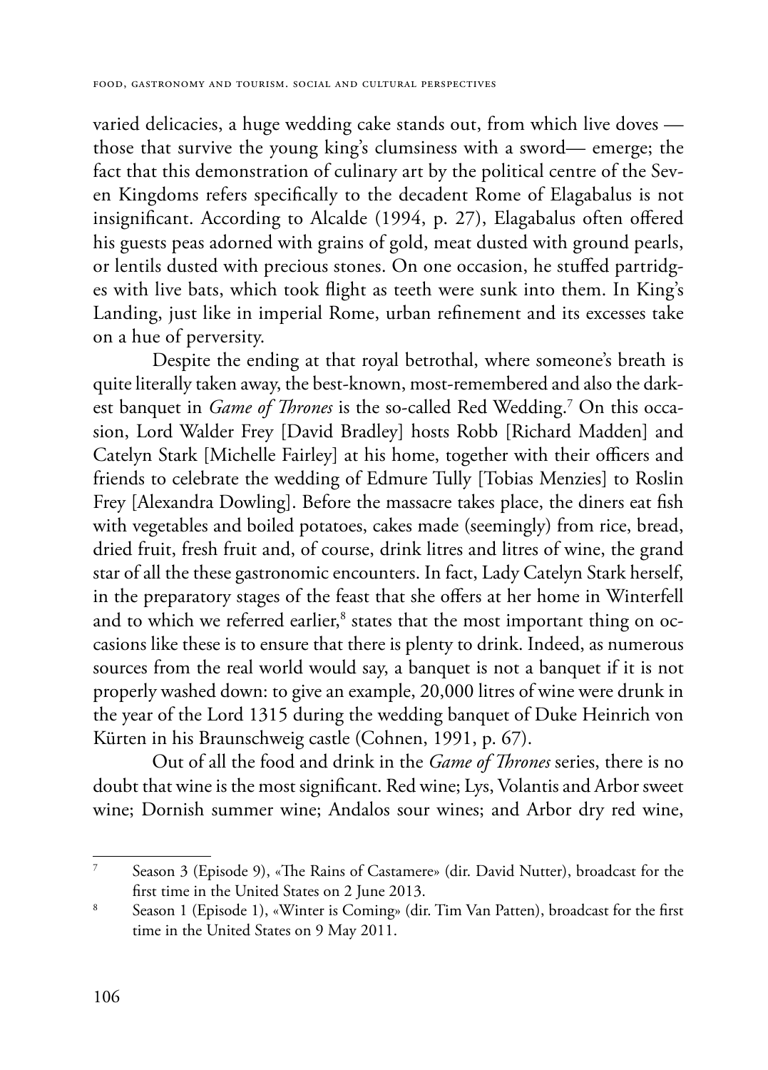varied delicacies, a huge wedding cake stands out, from which live doves — those that survive the young king's clumsiness with a sword— emerge; the fact that this demonstration of culinary art by the political centre of the Seven Kingdoms refers specifically to the decadent Rome of Elagabalus is not insignificant. According to Alcalde (1994, p. 27), Elagabalus often offered his guests peas adorned with grains of gold, meat dusted with ground pearls, or lentils dusted with precious stones. On one occasion, he stuffed partridges with live bats, which took flight as teeth were sunk into them. In King's Landing, just like in imperial Rome, urban refinement and its excesses take on a hue of perversity.

Despite the ending at that royal betrothal, where someone's breath is quite literally taken away, the best-known, most-remembered and also the darkest banquet in *Game of Thrones* is the so-called Red Wedding.[7] On this occasion, Lord Walder Frey [David Bradley] hosts Robb [Richard Madden] and Catelyn Stark [Michelle Fairley] at his home, together with their officers and friends to celebrate the wedding of Edmure Tully [Tobias Menzies] to Roslin Frey [Alexandra Dowling]. Before the massacre takes place, the diners eat fish with vegetables and boiled potatoes, cakes made (seemingly) from rice, bread, dried fruit, fresh fruit and, of course, drink litres and litres of wine, the grand star of all the these gastronomic encounters. In fact, Lady Catelyn Stark herself, in the preparatory stages of the feast that she offers at her home in Winterfell and to which we referred earlier,[8] states that the most important thing on occasions like these is to ensure that there is plenty to drink. Indeed, as numerous sources from the real world would say, a banquet is not a banquet if it is not properly washed down: to give an example, 20,000 litres of wine were drunk in the year of the Lord 1315 during the wedding banquet of Duke Heinrich von Kürten in his Braunschweig castle (Cohnen, 1991, p. 67).

Out of all the food and drink in the *Game of Thrones* series, there is no doubt that wine is the most significant. Red wine; Lys, Volantis and Arbor sweet wine; Dornish summer wine; Andalos sour wines; and Arbor dry red wine,

---

[7] Season 3 (Episode 9), «The Rains of Castamere» (dir. David Nutter), broadcast for the first time in the United States on 2 June 2013.

[8] Season 1 (Episode 1), «Winter is Coming» (dir. Tim Van Patten), broadcast for the first time in the United States on 9 May 2011.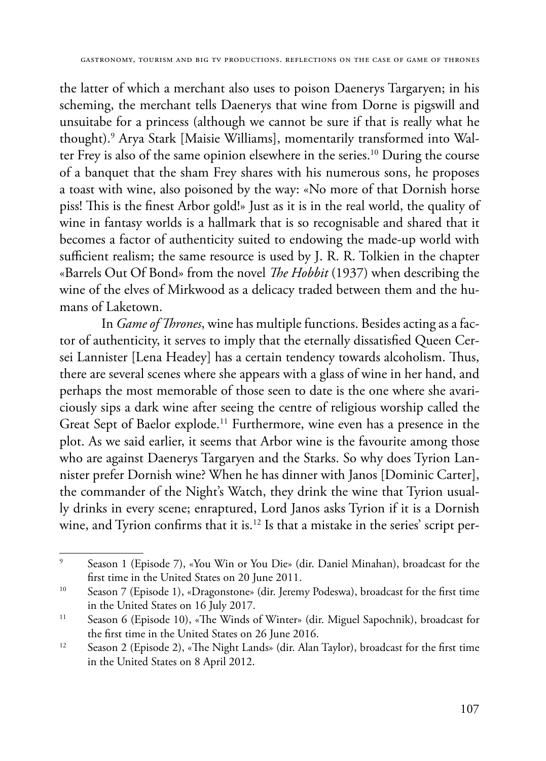the latter of which a merchant also uses to poison Daenerys Targaryen; in his scheming, the merchant tells Daenerys that wine from Dorne is pigswill and unsuitabe for a princess (although we cannot be sure if that is really what he thought).[9] Arya Stark [Maisie Williams], momentarily transformed into Walter Frey is also of the same opinion elsewhere in the series.[10] During the course of a banquet that the sham Frey shares with his numerous sons, he proposes a toast with wine, also poisoned by the way: «No more of that Dornish horse piss! This is the finest Arbor gold!» Just as it is in the real world, the quality of wine in fantasy worlds is a hallmark that is so recognisable and shared that it becomes a factor of authenticity suited to endowing the made-up world with sufficient realism; the same resource is used by J. R. R. Tolkien in the chapter «Barrels Out Of Bond» from the novel *The Hobbit* (1937) when describing the wine of the elves of Mirkwood as a delicacy traded between them and the humans of Laketown.

In *Game of Thrones*, wine has multiple functions. Besides acting as a factor of authenticity, it serves to imply that the eternally dissatisfied Queen Cersei Lannister [Lena Headey] has a certain tendency towards alcoholism. Thus, there are several scenes where she appears with a glass of wine in her hand, and perhaps the most memorable of those seen to date is the one where she avariciously sips a dark wine after seeing the centre of religious worship called the Great Sept of Baelor explode.[11] Furthermore, wine even has a presence in the plot. As we said earlier, it seems that Arbor wine is the favourite among those who are against Daenerys Targaryen and the Starks. So why does Tyrion Lannister prefer Dornish wine? When he has dinner with Janos [Dominic Carter], the commander of the Night's Watch, they drink the wine that Tyrion usually drinks in every scene; enraptured, Lord Janos asks Tyrion if it is a Dornish wine, and Tyrion confirms that it is.[12] Is that a mistake in the series' script per-

[9] Season 1 (Episode 7), «You Win or You Die» (dir. Daniel Minahan), broadcast for the first time in the United States on 20 June 2011.

[10] Season 7 (Episode 1), «Dragonstone» (dir. Jeremy Podeswa), broadcast for the first time in the United States on 16 July 2017.

[11] Season 6 (Episode 10), «The Winds of Winter» (dir. Miguel Sapochnik), broadcast for the first time in the United States on 26 June 2016.

[12] Season 2 (Episode 2), «The Night Lands» (dir. Alan Taylor), broadcast for the first time in the United States on 8 April 2012.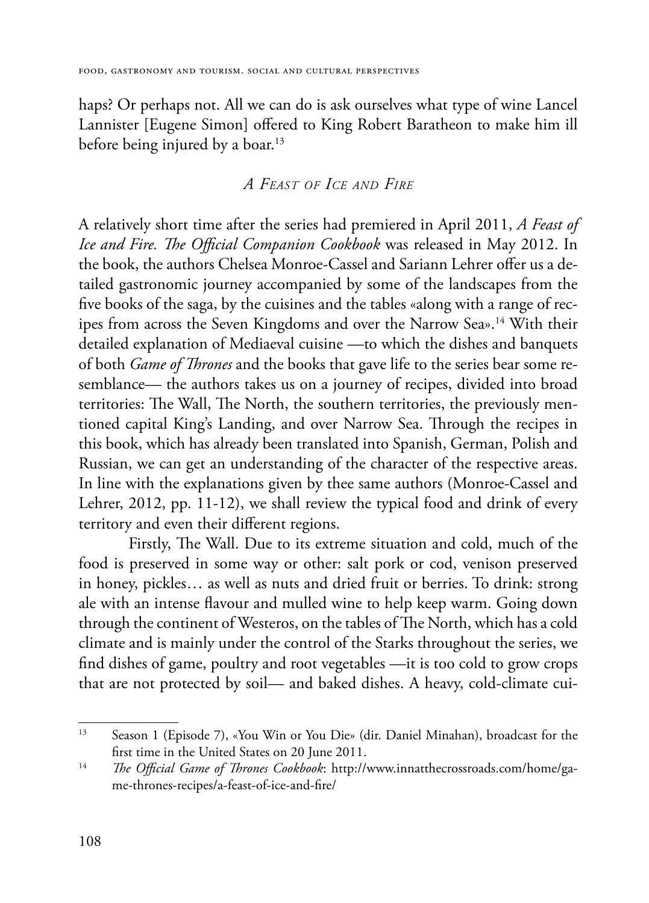haps? Or perhaps not. All we can do is ask ourselves what type of wine Lancel Lannister [Eugene Simon] offered to King Robert Baratheon to make him ill before being injured by a boar.[13]

## *A Feast of Ice and Fire*

A relatively short time after the series had premiered in April 2011, *A Feast of Ice and Fire. The Official Companion Cookbook* was released in May 2012. In the book, the authors Chelsea Monroe-Cassel and Sariann Lehrer offer us a detailed gastronomic journey accompanied by some of the landscapes from the five books of the saga, by the cuisines and the tables «along with a range of recipes from across the Seven Kingdoms and over the Narrow Sea».[14] With their detailed explanation of Mediaeval cuisine —to which the dishes and banquets of both *Game of Thrones* and the books that gave life to the series bear some resemblance— the authors takes us on a journey of recipes, divided into broad territories: The Wall, The North, the southern territories, the previously mentioned capital King's Landing, and over Narrow Sea. Through the recipes in this book, which has already been translated into Spanish, German, Polish and Russian, we can get an understanding of the character of the respective areas. In line with the explanations given by thee same authors (Monroe-Cassel and Lehrer, 2012, pp. 11-12), we shall review the typical food and drink of every territory and even their different regions.

Firstly, The Wall. Due to its extreme situation and cold, much of the food is preserved in some way or other: salt pork or cod, venison preserved in honey, pickles… as well as nuts and dried fruit or berries. To drink: strong ale with an intense flavour and mulled wine to help keep warm. Going down through the continent of Westeros, on the tables of The North, which has a cold climate and is mainly under the control of the Starks throughout the series, we find dishes of game, poultry and root vegetables —it is too cold to grow crops that are not protected by soil— and baked dishes. A heavy, cold-climate cui-

---

[13] Season 1 (Episode 7), «You Win or You Die» (dir. Daniel Minahan), broadcast for the first time in the United States on 20 June 2011.

[14] *The Official Game of Thrones Cookbook*: http://www.innatthecrossroads.com/home/game-thrones-recipes/a-feast-of-ice-and-fire/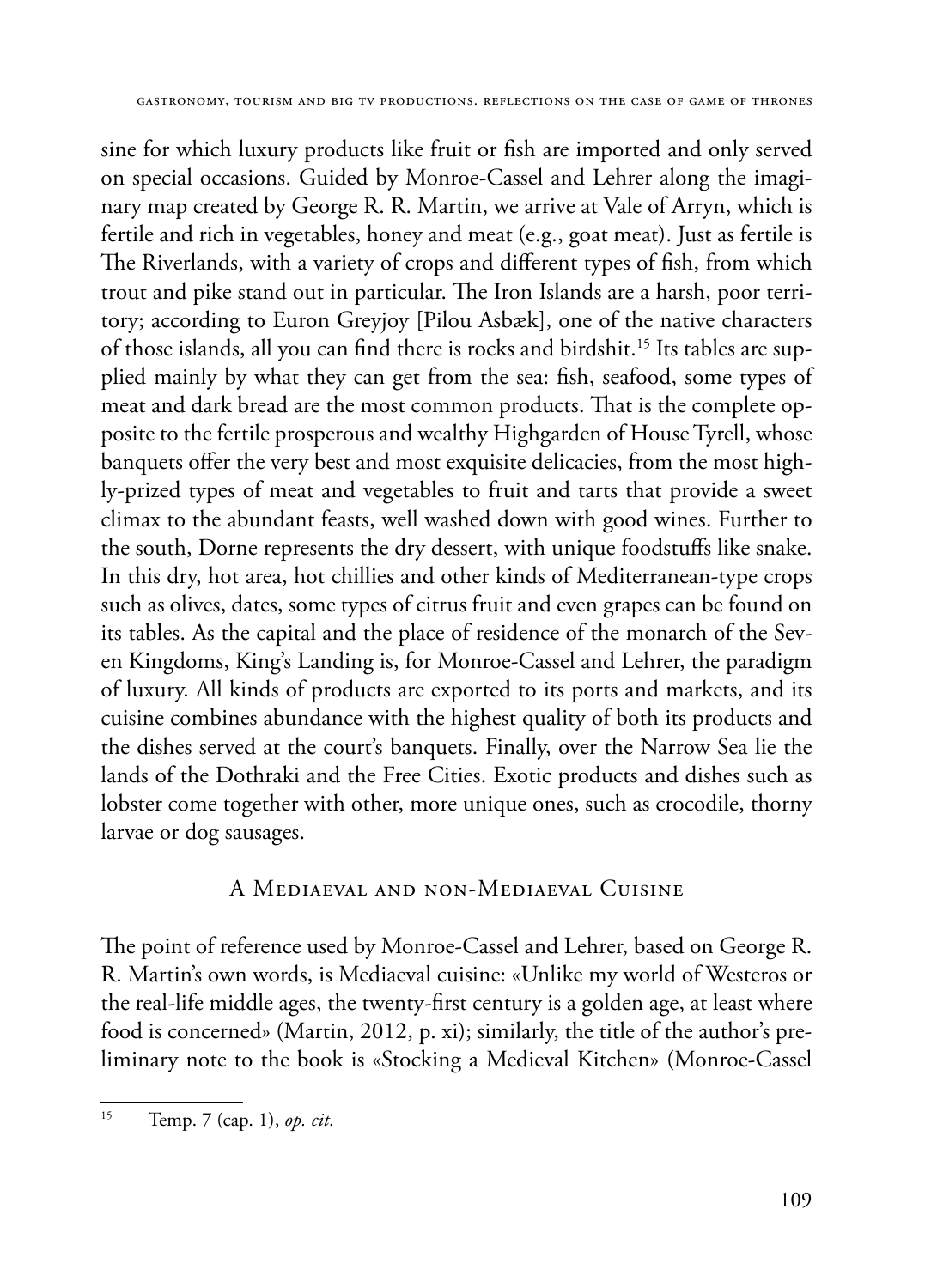sine for which luxury products like fruit or fish are imported and only served on special occasions. Guided by Monroe-Cassel and Lehrer along the imaginary map created by George R. R. Martin, we arrive at Vale of Arryn, which is fertile and rich in vegetables, honey and meat (e.g., goat meat). Just as fertile is The Riverlands, with a variety of crops and different types of fish, from which trout and pike stand out in particular. The Iron Islands are a harsh, poor territory; according to Euron Greyjoy [Pilou Asbæk], one of the native characters of those islands, all you can find there is rocks and birdshit.[15] Its tables are supplied mainly by what they can get from the sea: fish, seafood, some types of meat and dark bread are the most common products. That is the complete opposite to the fertile prosperous and wealthy Highgarden of House Tyrell, whose banquets offer the very best and most exquisite delicacies, from the most highly-prized types of meat and vegetables to fruit and tarts that provide a sweet climax to the abundant feasts, well washed down with good wines. Further to the south, Dorne represents the dry dessert, with unique foodstuffs like snake. In this dry, hot area, hot chillies and other kinds of Mediterranean-type crops such as olives, dates, some types of citrus fruit and even grapes can be found on its tables. As the capital and the place of residence of the monarch of the Seven Kingdoms, King's Landing is, for Monroe-Cassel and Lehrer, the paradigm of luxury. All kinds of products are exported to its ports and markets, and its cuisine combines abundance with the highest quality of both its products and the dishes served at the court's banquets. Finally, over the Narrow Sea lie the lands of the Dothraki and the Free Cities. Exotic products and dishes such as lobster come together with other, more unique ones, such as crocodile, thorny larvae or dog sausages.

## A Mediaeval and non-Mediaeval Cuisine

The point of reference used by Monroe-Cassel and Lehrer, based on George R. R. Martin's own words, is Mediaeval cuisine: «Unlike my world of Westeros or the real-life middle ages, the twenty-first century is a golden age, at least where food is concerned» (Martin, 2012, p. xi); similarly, the title of the author's preliminary note to the book is «Stocking a Medieval Kitchen» (Monroe-Cassel

---

[15] Temp. 7 (cap. 1), *op. cit.*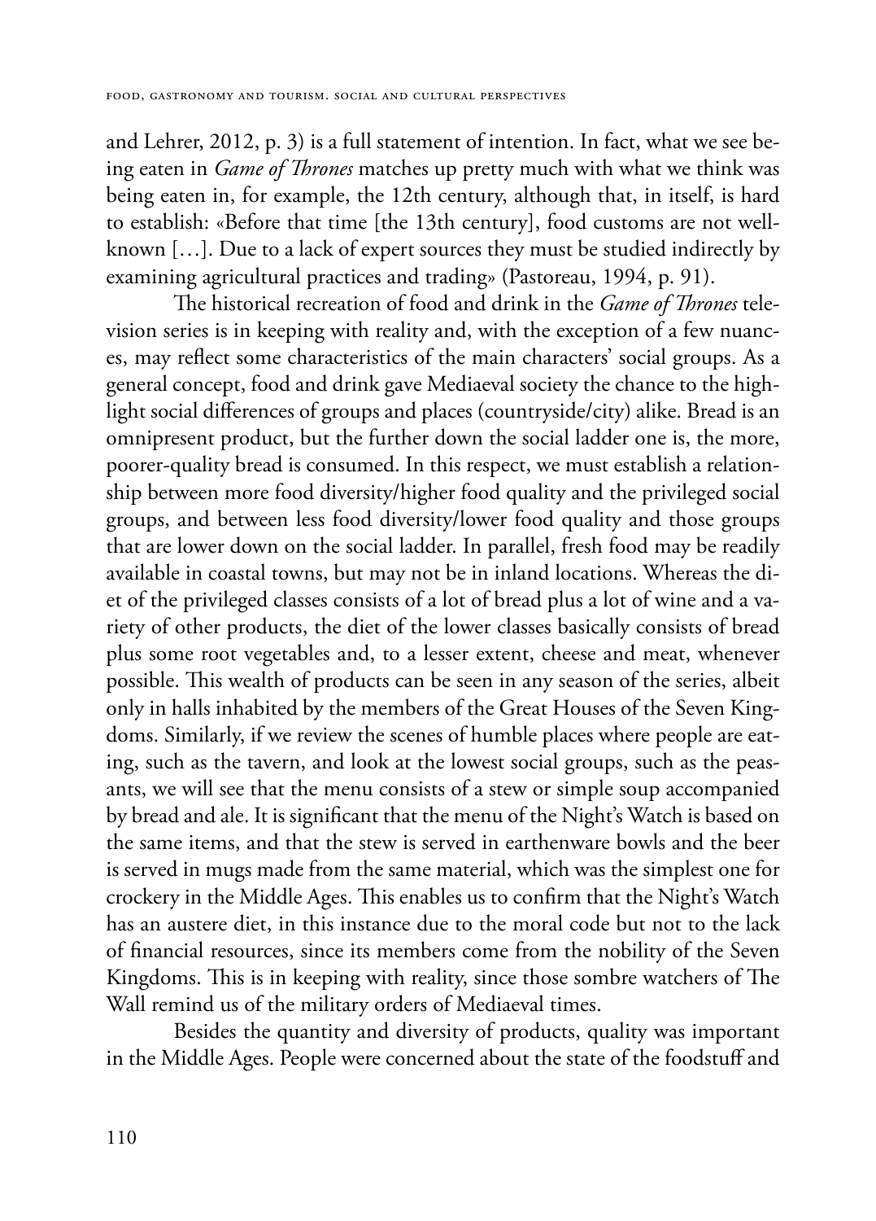and Lehrer, 2012, p. 3) is a full statement of intention. In fact, what we see being eaten in *Game of Thrones* matches up pretty much with what we think was being eaten in, for example, the 12th century, although that, in itself, is hard to establish: «Before that time [the 13th century], food customs are not well-known […]. Due to a lack of expert sources they must be studied indirectly by examining agricultural practices and trading» (Pastoreau, 1994, p. 91).

The historical recreation of food and drink in the *Game of Thrones* television series is in keeping with reality and, with the exception of a few nuances, may reflect some characteristics of the main characters' social groups. As a general concept, food and drink gave Mediaeval society the chance to the highlight social differences of groups and places (countryside/city) alike. Bread is an omnipresent product, but the further down the social ladder one is, the more, poorer-quality bread is consumed. In this respect, we must establish a relationship between more food diversity/higher food quality and the privileged social groups, and between less food diversity/lower food quality and those groups that are lower down on the social ladder. In parallel, fresh food may be readily available in coastal towns, but may not be in inland locations. Whereas the diet of the privileged classes consists of a lot of bread plus a lot of wine and a variety of other products, the diet of the lower classes basically consists of bread plus some root vegetables and, to a lesser extent, cheese and meat, whenever possible. This wealth of products can be seen in any season of the series, albeit only in halls inhabited by the members of the Great Houses of the Seven Kingdoms. Similarly, if we review the scenes of humble places where people are eating, such as the tavern, and look at the lowest social groups, such as the peasants, we will see that the menu consists of a stew or simple soup accompanied by bread and ale. It is significant that the menu of the Night's Watch is based on the same items, and that the stew is served in earthenware bowls and the beer is served in mugs made from the same material, which was the simplest one for crockery in the Middle Ages. This enables us to confirm that the Night's Watch has an austere diet, in this instance due to the moral code but not to the lack of financial resources, since its members come from the nobility of the Seven Kingdoms. This is in keeping with reality, since those sombre watchers of The Wall remind us of the military orders of Mediaeval times.

Besides the quantity and diversity of products, quality was important in the Middle Ages. People were concerned about the state of the foodstuff and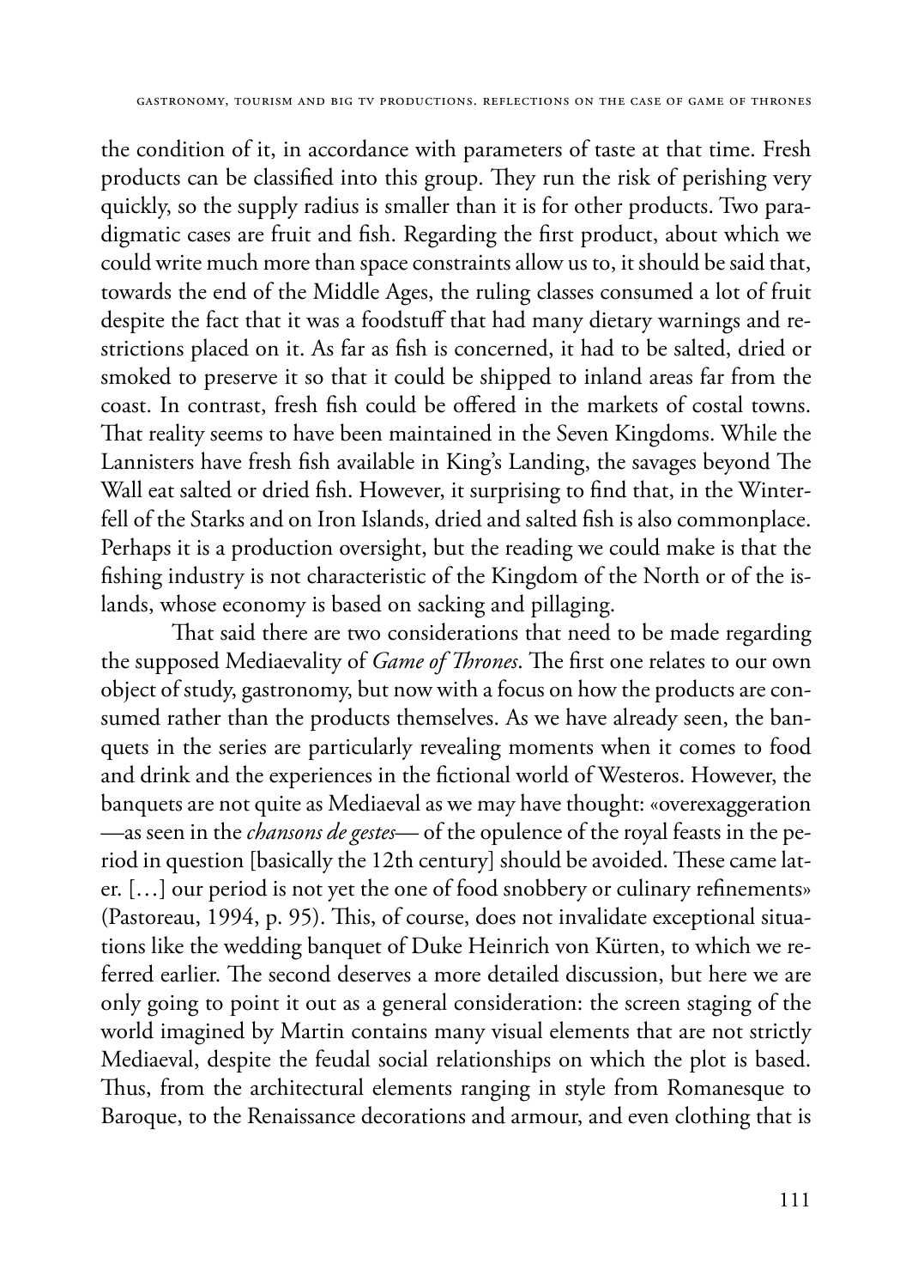the condition of it, in accordance with parameters of taste at that time. Fresh products can be classified into this group. They run the risk of perishing very quickly, so the supply radius is smaller than it is for other products. Two paradigmatic cases are fruit and fish. Regarding the first product, about which we could write much more than space constraints allow us to, it should be said that, towards the end of the Middle Ages, the ruling classes consumed a lot of fruit despite the fact that it was a foodstuff that had many dietary warnings and restrictions placed on it. As far as fish is concerned, it had to be salted, dried or smoked to preserve it so that it could be shipped to inland areas far from the coast. In contrast, fresh fish could be offered in the markets of costal towns. That reality seems to have been maintained in the Seven Kingdoms. While the Lannisters have fresh fish available in King's Landing, the savages beyond The Wall eat salted or dried fish. However, it surprising to find that, in the Winterfell of the Starks and on Iron Islands, dried and salted fish is also commonplace. Perhaps it is a production oversight, but the reading we could make is that the fishing industry is not characteristic of the Kingdom of the North or of the islands, whose economy is based on sacking and pillaging.

That said there are two considerations that need to be made regarding the supposed Mediaevality of *Game of Thrones*. The first one relates to our own object of study, gastronomy, but now with a focus on how the products are consumed rather than the products themselves. As we have already seen, the banquets in the series are particularly revealing moments when it comes to food and drink and the experiences in the fictional world of Westeros. However, the banquets are not quite as Mediaeval as we may have thought: «overexaggeration —as seen in the *chansons de gestes*— of the opulence of the royal feasts in the period in question [basically the 12th century] should be avoided. These came later. […] our period is not yet the one of food snobbery or culinary refinements» (Pastoreau, 1994, p. 95). This, of course, does not invalidate exceptional situations like the wedding banquet of Duke Heinrich von Kürten, to which we referred earlier. The second deserves a more detailed discussion, but here we are only going to point it out as a general consideration: the screen staging of the world imagined by Martin contains many visual elements that are not strictly Mediaeval, despite the feudal social relationships on which the plot is based. Thus, from the architectural elements ranging in style from Romanesque to Baroque, to the Renaissance decorations and armour, and even clothing that is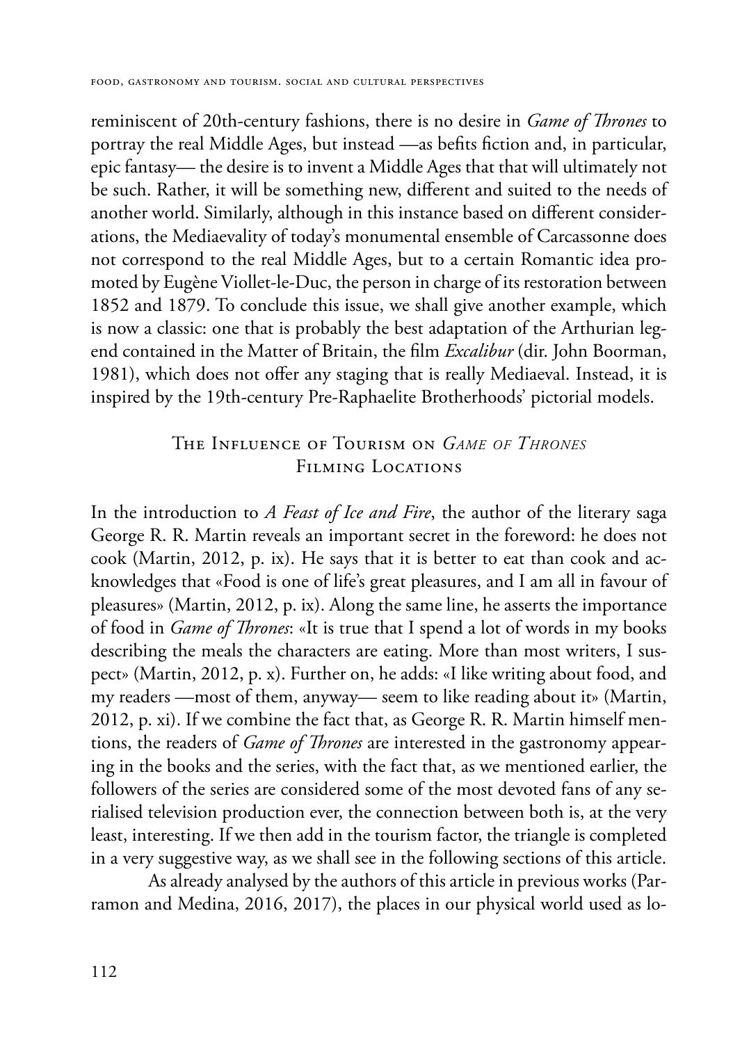reminiscent of 20th-century fashions, there is no desire in *Game of Thrones* to portray the real Middle Ages, but instead —as befits fiction and, in particular, epic fantasy— the desire is to invent a Middle Ages that that will ultimately not be such. Rather, it will be something new, different and suited to the needs of another world. Similarly, although in this instance based on different considerations, the Mediaevality of today's monumental ensemble of Carcassonne does not correspond to the real Middle Ages, but to a certain Romantic idea promoted by Eugène Viollet-le-Duc, the person in charge of its restoration between 1852 and 1879. To conclude this issue, we shall give another example, which is now a classic: one that is probably the best adaptation of the Arthurian legend contained in the Matter of Britain, the film *Excalibur* (dir. John Boorman, 1981), which does not offer any staging that is really Mediaeval. Instead, it is inspired by the 19th-century Pre-Raphaelite Brotherhoods' pictorial models.

## The Influence of Tourism on *Game of Thrones* Filming Locations

In the introduction to *A Feast of Ice and Fire*, the author of the literary saga George R. R. Martin reveals an important secret in the foreword: he does not cook (Martin, 2012, p. ix). He says that it is better to eat than cook and acknowledges that «Food is one of life's great pleasures, and I am all in favour of pleasures» (Martin, 2012, p. ix). Along the same line, he asserts the importance of food in *Game of Thrones*: «It is true that I spend a lot of words in my books describing the meals the characters are eating. More than most writers, I suspect» (Martin, 2012, p. x). Further on, he adds: «I like writing about food, and my readers —most of them, anyway— seem to like reading about it» (Martin, 2012, p. xi). If we combine the fact that, as George R. R. Martin himself mentions, the readers of *Game of Thrones* are interested in the gastronomy appearing in the books and the series, with the fact that, as we mentioned earlier, the followers of the series are considered some of the most devoted fans of any serialised television production ever, the connection between both is, at the very least, interesting. If we then add in the tourism factor, the triangle is completed in a very suggestive way, as we shall see in the following sections of this article.

As already analysed by the authors of this article in previous works (Parramon and Medina, 2016, 2017), the places in our physical world used as lo-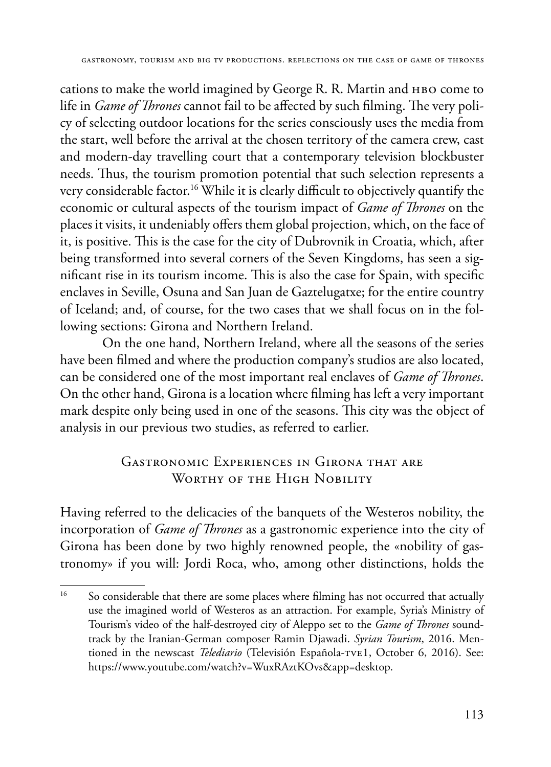cations to make the world imagined by George R. R. Martin and HBO come to life in *Game of Thrones* cannot fail to be affected by such filming. The very policy of selecting outdoor locations for the series consciously uses the media from the start, well before the arrival at the chosen territory of the camera crew, cast and modern-day travelling court that a contemporary television blockbuster needs. Thus, the tourism promotion potential that such selection represents a very considerable factor.[16] While it is clearly difficult to objectively quantify the economic or cultural aspects of the tourism impact of *Game of Thrones* on the places it visits, it undeniably offers them global projection, which, on the face of it, is positive. This is the case for the city of Dubrovnik in Croatia, which, after being transformed into several corners of the Seven Kingdoms, has seen a significant rise in its tourism income. This is also the case for Spain, with specific enclaves in Seville, Osuna and San Juan de Gaztelugatxe; for the entire country of Iceland; and, of course, for the two cases that we shall focus on in the following sections: Girona and Northern Ireland.

On the one hand, Northern Ireland, where all the seasons of the series have been filmed and where the production company's studios are also located, can be considered one of the most important real enclaves of *Game of Thrones*. On the other hand, Girona is a location where filming has left a very important mark despite only being used in one of the seasons. This city was the object of analysis in our previous two studies, as referred to earlier.

## Gastronomic Experiences in Girona that are Worthy of the High Nobility

Having referred to the delicacies of the banquets of the Westeros nobility, the incorporation of *Game of Thrones* as a gastronomic experience into the city of Girona has been done by two highly renowned people, the «nobility of gastronomy» if you will: Jordi Roca, who, among other distinctions, holds the

---

[16] So considerable that there are some places where filming has not occurred that actually use the imagined world of Westeros as an attraction. For example, Syria's Ministry of Tourism's video of the half-destroyed city of Aleppo set to the *Game of Thrones* soundtrack by the Iranian-German composer Ramin Djawadi. *Syrian Tourism*, 2016. Mentioned in the newscast *Telediario* (Televisión Española-TVE1, October 6, 2016). See: https://www.youtube.com/watch?v=WuxRAztKOvs&app=desktop.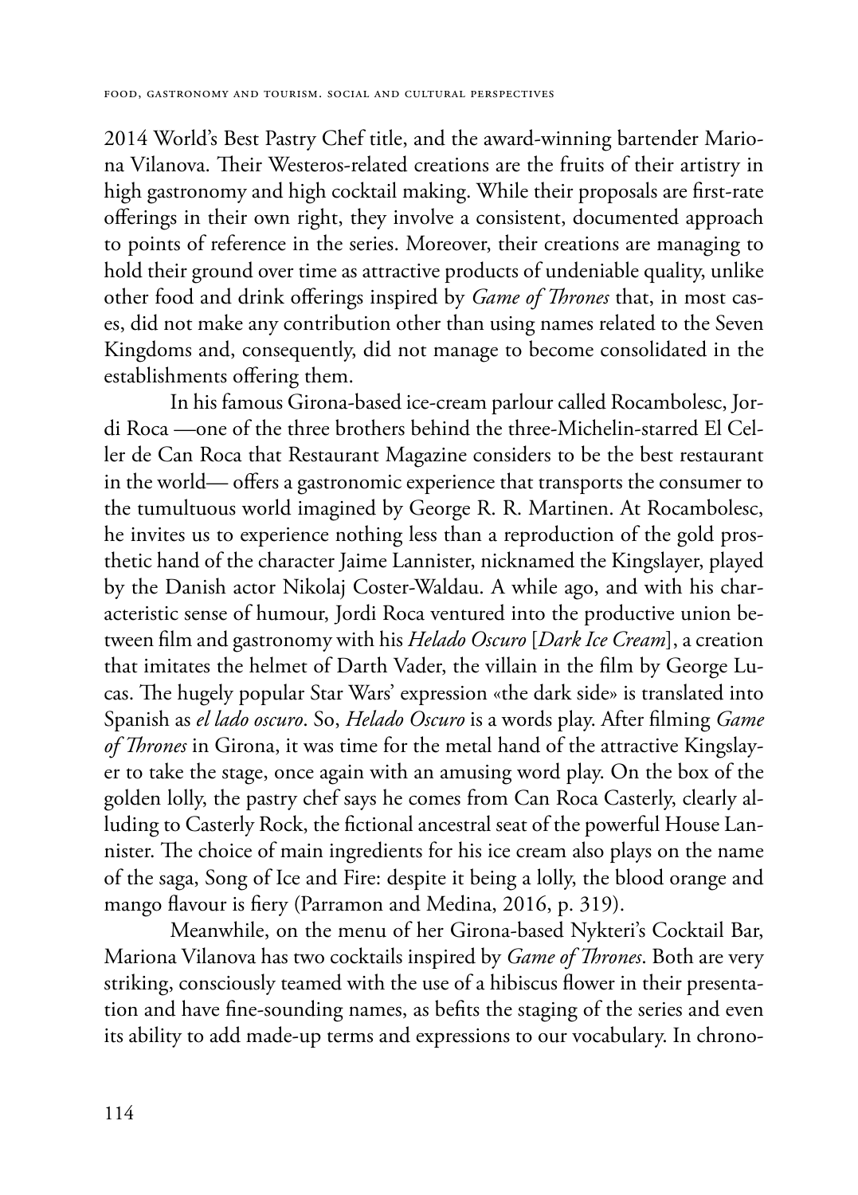2014 World's Best Pastry Chef title, and the award-winning bartender Mariona Vilanova. Their Westeros-related creations are the fruits of their artistry in high gastronomy and high cocktail making. While their proposals are first-rate offerings in their own right, they involve a consistent, documented approach to points of reference in the series. Moreover, their creations are managing to hold their ground over time as attractive products of undeniable quality, unlike other food and drink offerings inspired by *Game of Thrones* that, in most cases, did not make any contribution other than using names related to the Seven Kingdoms and, consequently, did not manage to become consolidated in the establishments offering them.

In his famous Girona-based ice-cream parlour called Rocambolesc, Jordi Roca —one of the three brothers behind the three-Michelin-starred El Celler de Can Roca that Restaurant Magazine considers to be the best restaurant in the world— offers a gastronomic experience that transports the consumer to the tumultuous world imagined by George R. R. Martinen. At Rocambolesc, he invites us to experience nothing less than a reproduction of the gold prosthetic hand of the character Jaime Lannister, nicknamed the Kingslayer, played by the Danish actor Nikolaj Coster-Waldau. A while ago, and with his characteristic sense of humour, Jordi Roca ventured into the productive union between film and gastronomy with his *Helado Oscuro* [*Dark Ice Cream*], a creation that imitates the helmet of Darth Vader, the villain in the film by George Lucas. The hugely popular Star Wars' expression «the dark side» is translated into Spanish as *el lado oscuro*. So, *Helado Oscuro* is a words play. After filming *Game of Thrones* in Girona, it was time for the metal hand of the attractive Kingslayer to take the stage, once again with an amusing word play. On the box of the golden lolly, the pastry chef says he comes from Can Roca Casterly, clearly alluding to Casterly Rock, the fictional ancestral seat of the powerful House Lannister. The choice of main ingredients for his ice cream also plays on the name of the saga, Song of Ice and Fire: despite it being a lolly, the blood orange and mango flavour is fiery (Parramon and Medina, 2016, p. 319).

Meanwhile, on the menu of her Girona-based Nykteri's Cocktail Bar, Mariona Vilanova has two cocktails inspired by *Game of Thrones*. Both are very striking, consciously teamed with the use of a hibiscus flower in their presentation and have fine-sounding names, as befits the staging of the series and even its ability to add made-up terms and expressions to our vocabulary. In chrono-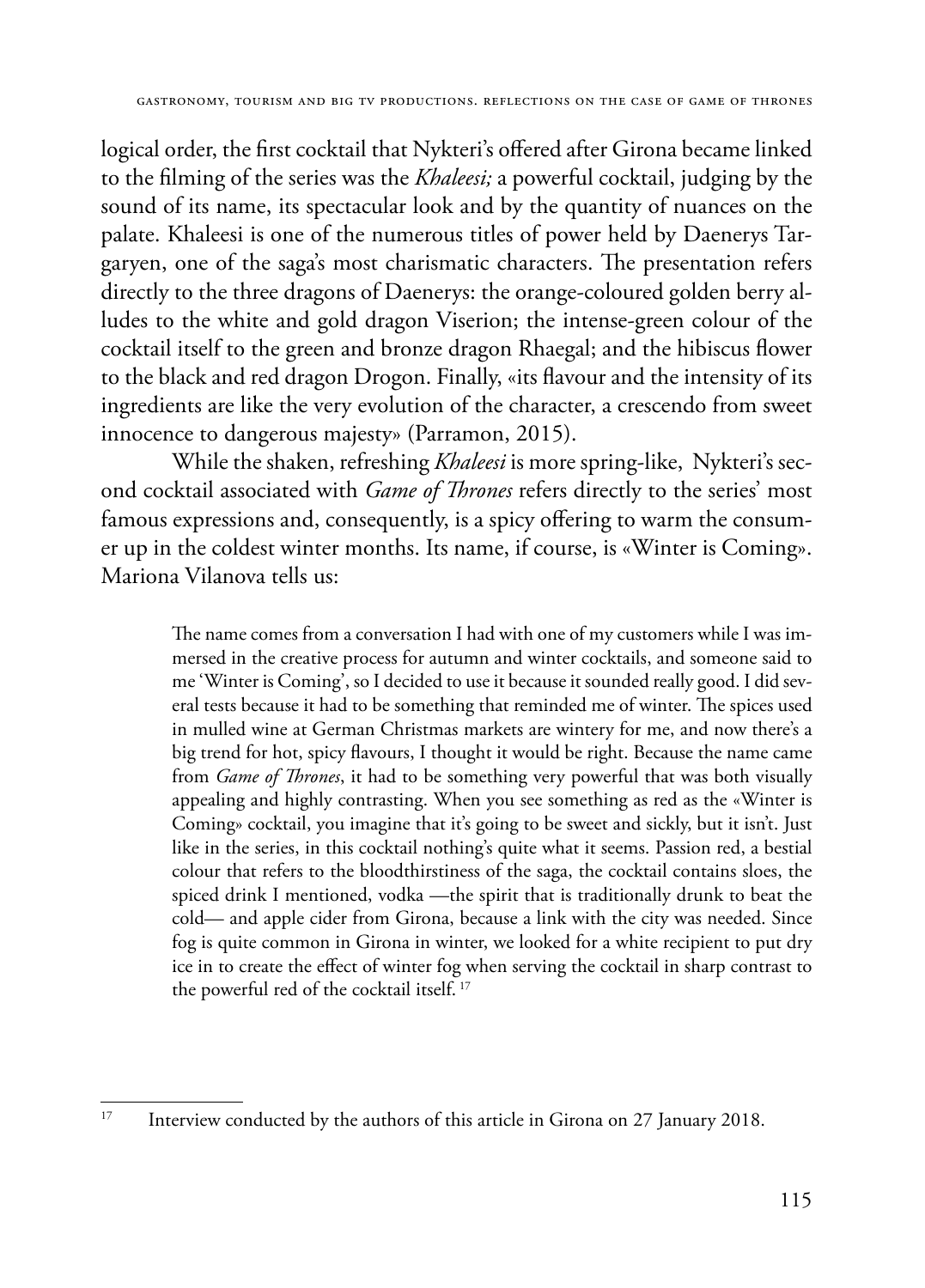logical order, the first cocktail that Nykteri's offered after Girona became linked to the filming of the series was the *Khaleesi;* a powerful cocktail, judging by the sound of its name, its spectacular look and by the quantity of nuances on the palate. Khaleesi is one of the numerous titles of power held by Daenerys Targaryen, one of the saga's most charismatic characters. The presentation refers directly to the three dragons of Daenerys: the orange-coloured golden berry alludes to the white and gold dragon Viserion; the intense-green colour of the cocktail itself to the green and bronze dragon Rhaegal; and the hibiscus flower to the black and red dragon Drogon. Finally, «its flavour and the intensity of its ingredients are like the very evolution of the character, a crescendo from sweet innocence to dangerous majesty» (Parramon, 2015).

While the shaken, refreshing *Khaleesi* is more spring-like, Nykteri's second cocktail associated with *Game of Thrones* refers directly to the series' most famous expressions and, consequently, is a spicy offering to warm the consumer up in the coldest winter months. Its name, if course, is «Winter is Coming». Mariona Vilanova tells us:

> The name comes from a conversation I had with one of my customers while I was immersed in the creative process for autumn and winter cocktails, and someone said to me 'Winter is Coming', so I decided to use it because it sounded really good. I did several tests because it had to be something that reminded me of winter. The spices used in mulled wine at German Christmas markets are wintery for me, and now there's a big trend for hot, spicy flavours, I thought it would be right. Because the name came from *Game of Thrones*, it had to be something very powerful that was both visually appealing and highly contrasting. When you see something as red as the «Winter is Coming» cocktail, you imagine that it's going to be sweet and sickly, but it isn't. Just like in the series, in this cocktail nothing's quite what it seems. Passion red, a bestial colour that refers to the bloodthirstiness of the saga, the cocktail contains sloes, the spiced drink I mentioned, vodka —the spirit that is traditionally drunk to beat the cold— and apple cider from Girona, because a link with the city was needed. Since fog is quite common in Girona in winter, we looked for a white recipient to put dry ice in to create the effect of winter fog when serving the cocktail in sharp contrast to the powerful red of the cocktail itself. [17]

---

[17] Interview conducted by the authors of this article in Girona on 27 January 2018.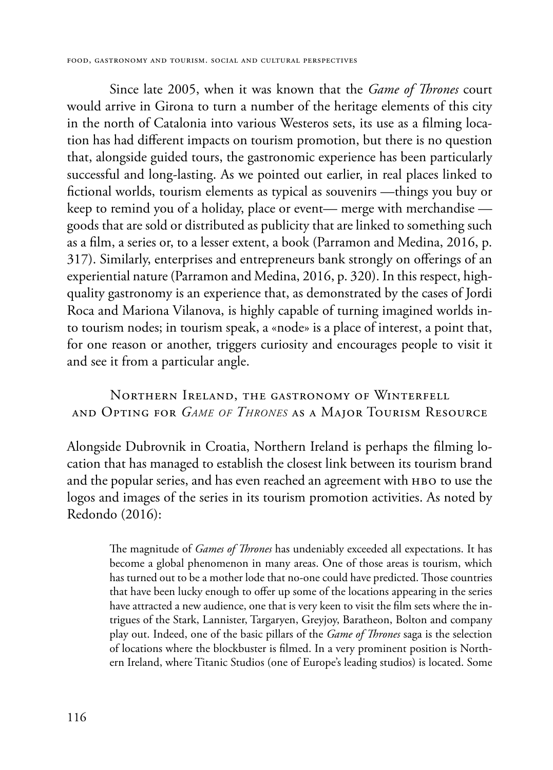Since late 2005, when it was known that the *Game of Thrones* court would arrive in Girona to turn a number of the heritage elements of this city in the north of Catalonia into various Westeros sets, its use as a filming location has had different impacts on tourism promotion, but there is no question that, alongside guided tours, the gastronomic experience has been particularly successful and long-lasting. As we pointed out earlier, in real places linked to fictional worlds, tourism elements as typical as souvenirs —things you buy or keep to remind you of a holiday, place or event— merge with merchandise —goods that are sold or distributed as publicity that are linked to something such as a film, a series or, to a lesser extent, a book (Parramon and Medina, 2016, p. 317). Similarly, enterprises and entrepreneurs bank strongly on offerings of an experiential nature (Parramon and Medina, 2016, p. 320). In this respect, high-quality gastronomy is an experience that, as demonstrated by the cases of Jordi Roca and Mariona Vilanova, is highly capable of turning imagined worlds into tourism nodes; in tourism speak, a «node» is a place of interest, a point that, for one reason or another, triggers curiosity and encourages people to visit it and see it from a particular angle.

## Northern Ireland, the gastronomy of Winterfell and Opting for *Game of Thrones* as a Major Tourism Resource

Alongside Dubrovnik in Croatia, Northern Ireland is perhaps the filming location that has managed to establish the closest link between its tourism brand and the popular series, and has even reached an agreement with HBO to use the logos and images of the series in its tourism promotion activities. As noted by Redondo (2016):

> The magnitude of *Games of Thrones* has undeniably exceeded all expectations. It has become a global phenomenon in many areas. One of those areas is tourism, which has turned out to be a mother lode that no-one could have predicted. Those countries that have been lucky enough to offer up some of the locations appearing in the series have attracted a new audience, one that is very keen to visit the film sets where the intrigues of the Stark, Lannister, Targaryen, Greyjoy, Baratheon, Bolton and company play out. Indeed, one of the basic pillars of the *Game of Thrones* saga is the selection of locations where the blockbuster is filmed. In a very prominent position is Northern Ireland, where Titanic Studios (one of Europe's leading studios) is located. Some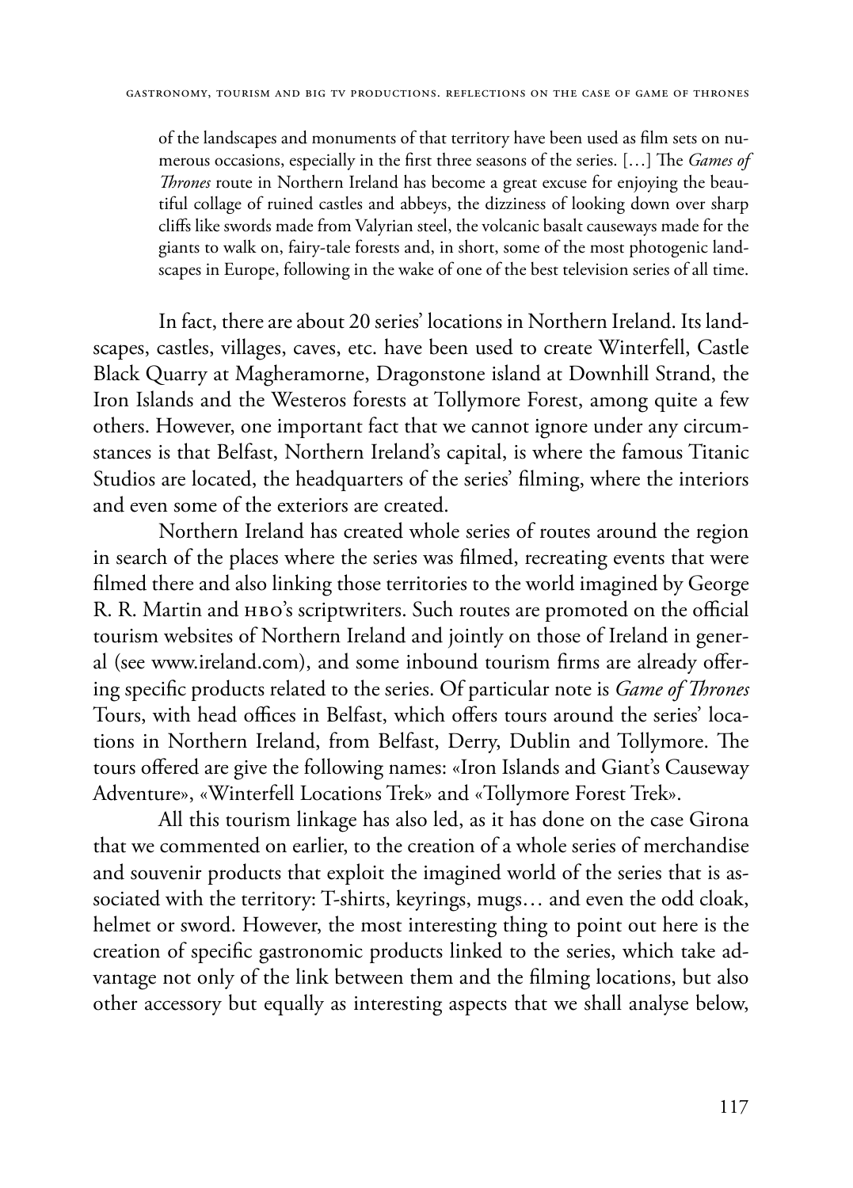> of the landscapes and monuments of that territory have been used as film sets on numerous occasions, especially in the first three seasons of the series. […] The *Games of Thrones* route in Northern Ireland has become a great excuse for enjoying the beautiful collage of ruined castles and abbeys, the dizziness of looking down over sharp cliffs like swords made from Valyrian steel, the volcanic basalt causeways made for the giants to walk on, fairy-tale forests and, in short, some of the most photogenic landscapes in Europe, following in the wake of one of the best television series of all time.

In fact, there are about 20 series' locations in Northern Ireland. Its landscapes, castles, villages, caves, etc. have been used to create Winterfell, Castle Black Quarry at Magheramorne, Dragonstone island at Downhill Strand, the Iron Islands and the Westeros forests at Tollymore Forest, among quite a few others. However, one important fact that we cannot ignore under any circumstances is that Belfast, Northern Ireland's capital, is where the famous Titanic Studios are located, the headquarters of the series' filming, where the interiors and even some of the exteriors are created.

Northern Ireland has created whole series of routes around the region in search of the places where the series was filmed, recreating events that were filmed there and also linking those territories to the world imagined by George R. R. Martin and HBO's scriptwriters. Such routes are promoted on the official tourism websites of Northern Ireland and jointly on those of Ireland in general (see www.ireland.com), and some inbound tourism firms are already offering specific products related to the series. Of particular note is *Game of Thrones* Tours, with head offices in Belfast, which offers tours around the series' locations in Northern Ireland, from Belfast, Derry, Dublin and Tollymore. The tours offered are give the following names: «Iron Islands and Giant's Causeway Adventure», «Winterfell Locations Trek» and «Tollymore Forest Trek».

All this tourism linkage has also led, as it has done on the case Girona that we commented on earlier, to the creation of a whole series of merchandise and souvenir products that exploit the imagined world of the series that is associated with the territory: T-shirts, keyrings, mugs… and even the odd cloak, helmet or sword. However, the most interesting thing to point out here is the creation of specific gastronomic products linked to the series, which take advantage not only of the link between them and the filming locations, but also other accessory but equally as interesting aspects that we shall analyse below,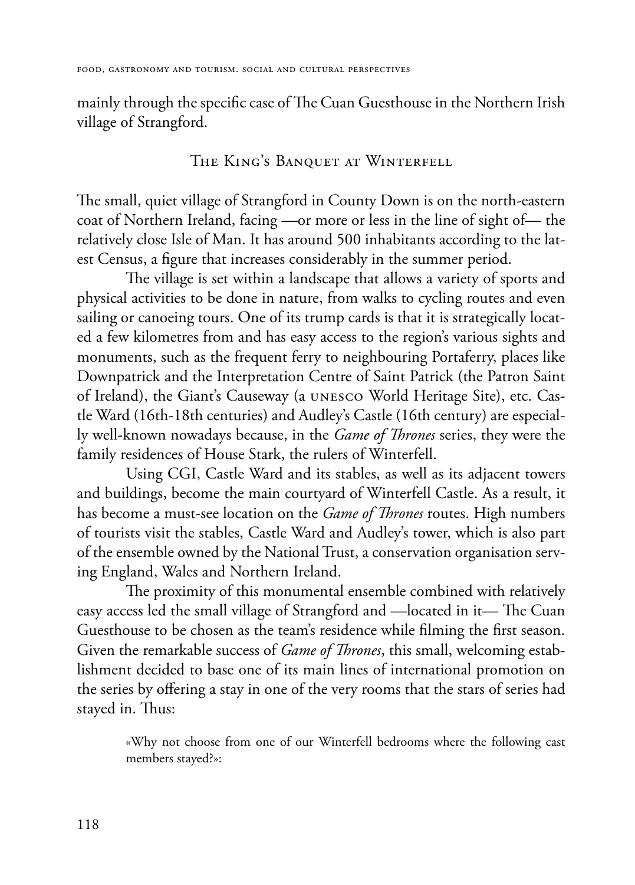mainly through the specific case of The Cuan Guesthouse in the Northern Irish village of Strangford.

## The King's Banquet at Winterfell

The small, quiet village of Strangford in County Down is on the north-eastern coat of Northern Ireland, facing —or more or less in the line of sight of— the relatively close Isle of Man. It has around 500 inhabitants according to the latest Census, a figure that increases considerably in the summer period.

The village is set within a landscape that allows a variety of sports and physical activities to be done in nature, from walks to cycling routes and even sailing or canoeing tours. One of its trump cards is that it is strategically located a few kilometres from and has easy access to the region's various sights and monuments, such as the frequent ferry to neighbouring Portaferry, places like Downpatrick and the Interpretation Centre of Saint Patrick (the Patron Saint of Ireland), the Giant's Causeway (a UNESCO World Heritage Site), etc. Castle Ward (16th-18th centuries) and Audley's Castle (16th century) are especially well-known nowadays because, in the *Game of Thrones* series, they were the family residences of House Stark, the rulers of Winterfell.

Using CGI, Castle Ward and its stables, as well as its adjacent towers and buildings, become the main courtyard of Winterfell Castle. As a result, it has become a must-see location on the *Game of Thrones* routes. High numbers of tourists visit the stables, Castle Ward and Audley's tower, which is also part of the ensemble owned by the National Trust, a conservation organisation serving England, Wales and Northern Ireland.

The proximity of this monumental ensemble combined with relatively easy access led the small village of Strangford and —located in it— The Cuan Guesthouse to be chosen as the team's residence while filming the first season. Given the remarkable success of *Game of Thrones*, this small, welcoming establishment decided to base one of its main lines of international promotion on the series by offering a stay in one of the very rooms that the stars of series had stayed in. Thus:

> «Why not choose from one of our Winterfell bedrooms where the following cast members stayed?»: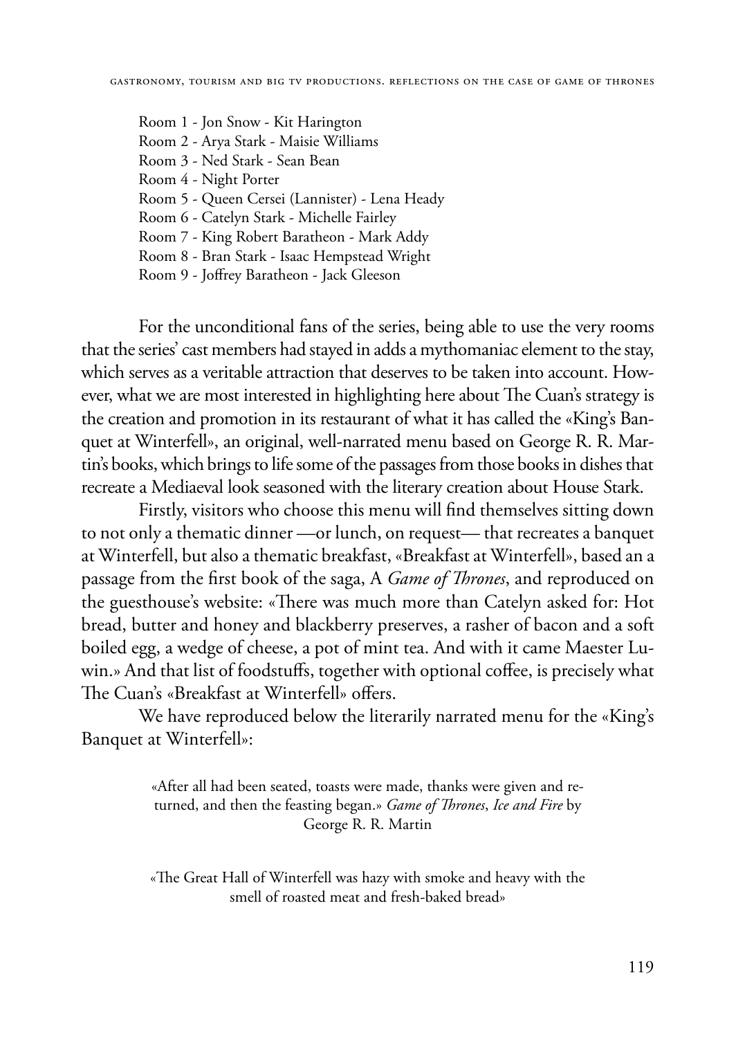Room 1 - Jon Snow - Kit Harington
Room 2 - Arya Stark - Maisie Williams
Room 3 - Ned Stark - Sean Bean
Room 4 - Night Porter
Room 5 - Queen Cersei (Lannister) - Lena Heady
Room 6 - Catelyn Stark - Michelle Fairley
Room 7 - King Robert Baratheon - Mark Addy
Room 8 - Bran Stark - Isaac Hempstead Wright
Room 9 - Joffrey Baratheon - Jack Gleeson

For the unconditional fans of the series, being able to use the very rooms that the series' cast members had stayed in adds a mythomaniac element to the stay, which serves as a veritable attraction that deserves to be taken into account. However, what we are most interested in highlighting here about The Cuan's strategy is the creation and promotion in its restaurant of what it has called the «King's Banquet at Winterfell», an original, well-narrated menu based on George R. R. Martin's books, which brings to life some of the passages from those books in dishes that recreate a Mediaeval look seasoned with the literary creation about House Stark.

Firstly, visitors who choose this menu will find themselves sitting down to not only a thematic dinner —or lunch, on request— that recreates a banquet at Winterfell, but also a thematic breakfast, «Breakfast at Winterfell», based an a passage from the first book of the saga, A *Game of Thrones*, and reproduced on the guesthouse's website: «There was much more than Catelyn asked for: Hot bread, butter and honey and blackberry preserves, a rasher of bacon and a soft boiled egg, a wedge of cheese, a pot of mint tea. And with it came Maester Luwin.» And that list of foodstuffs, together with optional coffee, is precisely what The Cuan's «Breakfast at Winterfell» offers.

We have reproduced below the literarily narrated menu for the «King's Banquet at Winterfell»:

> «After all had been seated, toasts were made, thanks were given and returned, and then the feasting began.» *Game of Thrones*, *Ice and Fire* by George R. R. Martin

> «The Great Hall of Winterfell was hazy with smoke and heavy with the smell of roasted meat and fresh-baked bread»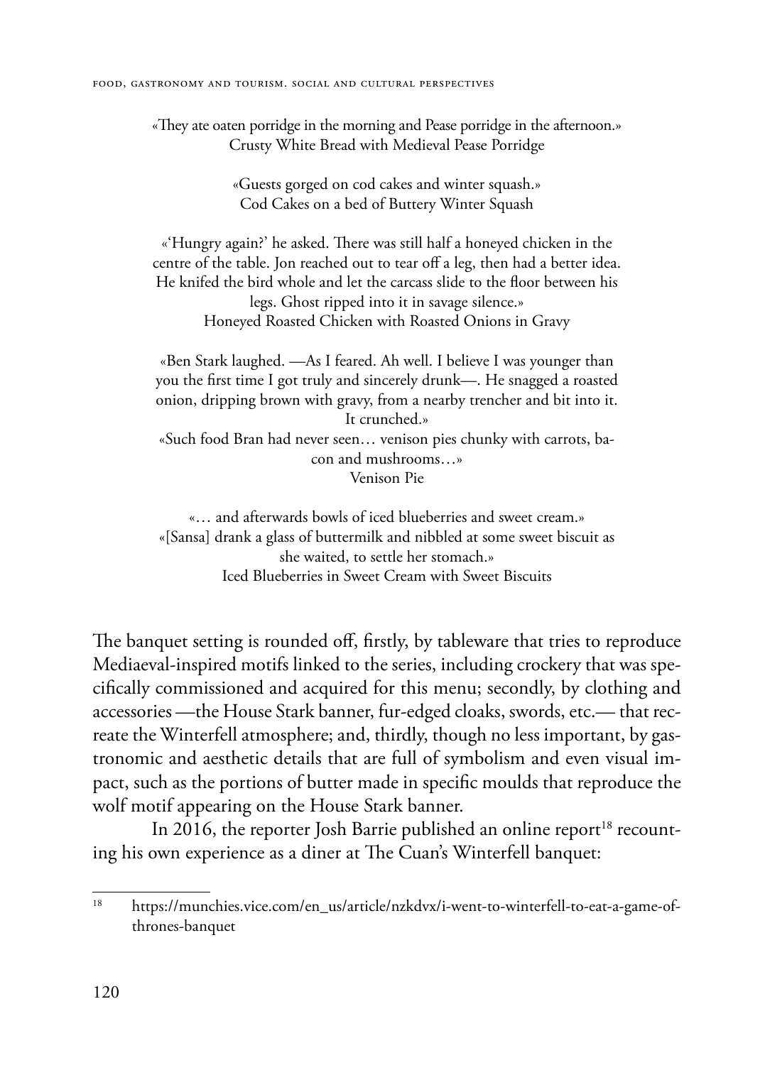«They ate oaten porridge in the morning and Pease porridge in the afternoon.»
Crusty White Bread with Medieval Pease Porridge

«Guests gorged on cod cakes and winter squash.»
Cod Cakes on a bed of Buttery Winter Squash

«'Hungry again?' he asked. There was still half a honeyed chicken in the centre of the table. Jon reached out to tear off a leg, then had a better idea. He knifed the bird whole and let the carcass slide to the floor between his legs. Ghost ripped into it in savage silence.»
Honeyed Roasted Chicken with Roasted Onions in Gravy

«Ben Stark laughed. —As I feared. Ah well. I believe I was younger than you the first time I got truly and sincerely drunk—. He snagged a roasted onion, dripping brown with gravy, from a nearby trencher and bit into it. It crunched.»
«Such food Bran had never seen… venison pies chunky with carrots, bacon and mushrooms…»
Venison Pie

«… and afterwards bowls of iced blueberries and sweet cream.»
«[Sansa] drank a glass of buttermilk and nibbled at some sweet biscuit as she waited, to settle her stomach.»
Iced Blueberries in Sweet Cream with Sweet Biscuits

The banquet setting is rounded off, firstly, by tableware that tries to reproduce Mediaeval-inspired motifs linked to the series, including crockery that was specifically commissioned and acquired for this menu; secondly, by clothing and accessories —the House Stark banner, fur-edged cloaks, swords, etc.— that recreate the Winterfell atmosphere; and, thirdly, though no less important, by gastronomic and aesthetic details that are full of symbolism and even visual impact, such as the portions of butter made in specific moulds that reproduce the wolf motif appearing on the House Stark banner.

In 2016, the reporter Josh Barrie published an online report[18] recounting his own experience as a diner at The Cuan's Winterfell banquet:

[18] https://munchies.vice.com/en_us/article/nzkdvx/i-went-to-winterfell-to-eat-a-game-of-thrones-banquet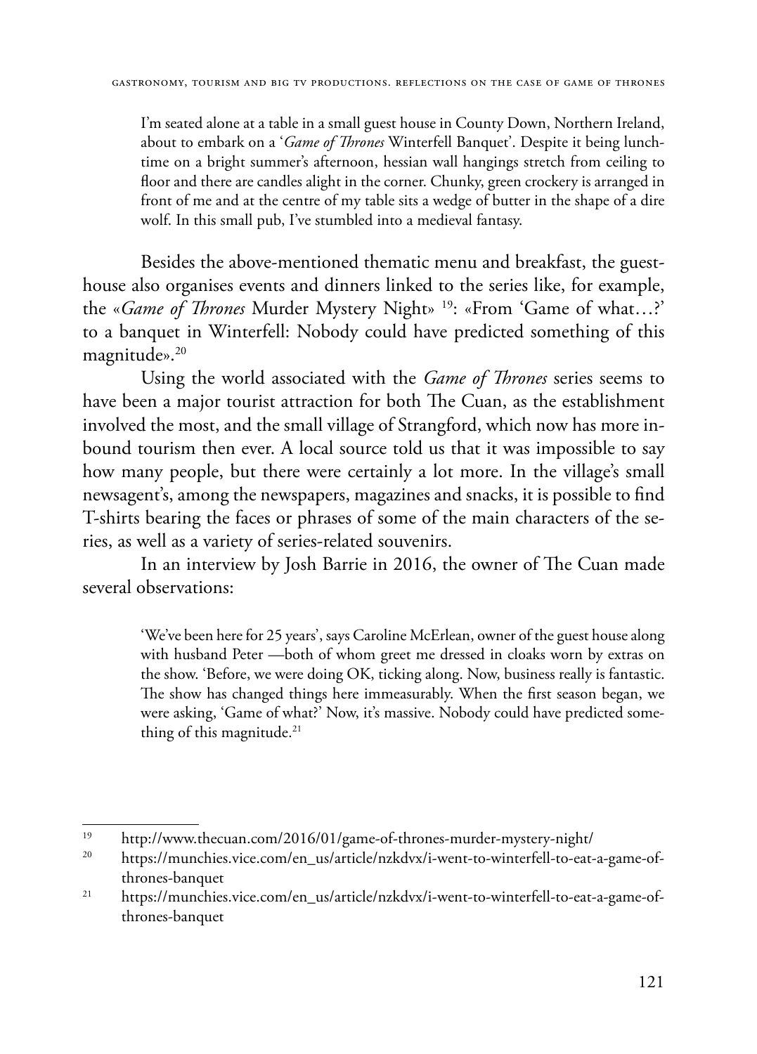> I'm seated alone at a table in a small guest house in County Down, Northern Ireland, about to embark on a '*Game of Thrones* Winterfell Banquet'. Despite it being lunchtime on a bright summer's afternoon, hessian wall hangings stretch from ceiling to floor and there are candles alight in the corner. Chunky, green crockery is arranged in front of me and at the centre of my table sits a wedge of butter in the shape of a dire wolf. In this small pub, I've stumbled into a medieval fantasy.

Besides the above-mentioned thematic menu and breakfast, the guesthouse also organises events and dinners linked to the series like, for example, the «*Game of Thrones* Murder Mystery Night» [19]: «From 'Game of what…?' to a banquet in Winterfell: Nobody could have predicted something of this magnitude».[20]

Using the world associated with the *Game of Thrones* series seems to have been a major tourist attraction for both The Cuan, as the establishment involved the most, and the small village of Strangford, which now has more inbound tourism then ever. A local source told us that it was impossible to say how many people, but there were certainly a lot more. In the village's small newsagent's, among the newspapers, magazines and snacks, it is possible to find T-shirts bearing the faces or phrases of some of the main characters of the series, as well as a variety of series-related souvenirs.

In an interview by Josh Barrie in 2016, the owner of The Cuan made several observations:

> 'We've been here for 25 years', says Caroline McErlean, owner of the guest house along with husband Peter —both of whom greet me dressed in cloaks worn by extras on the show. 'Before, we were doing OK, ticking along. Now, business really is fantastic. The show has changed things here immeasurably. When the first season began, we were asking, 'Game of what?' Now, it's massive. Nobody could have predicted something of this magnitude.[21]

---

[19] http://www.thecuan.com/2016/01/game-of-thrones-murder-mystery-night/

[20] https://munchies.vice.com/en_us/article/nzkdvx/i-went-to-winterfell-to-eat-a-game-of-thrones-banquet

[21] https://munchies.vice.com/en_us/article/nzkdvx/i-went-to-winterfell-to-eat-a-game-of-thrones-banquet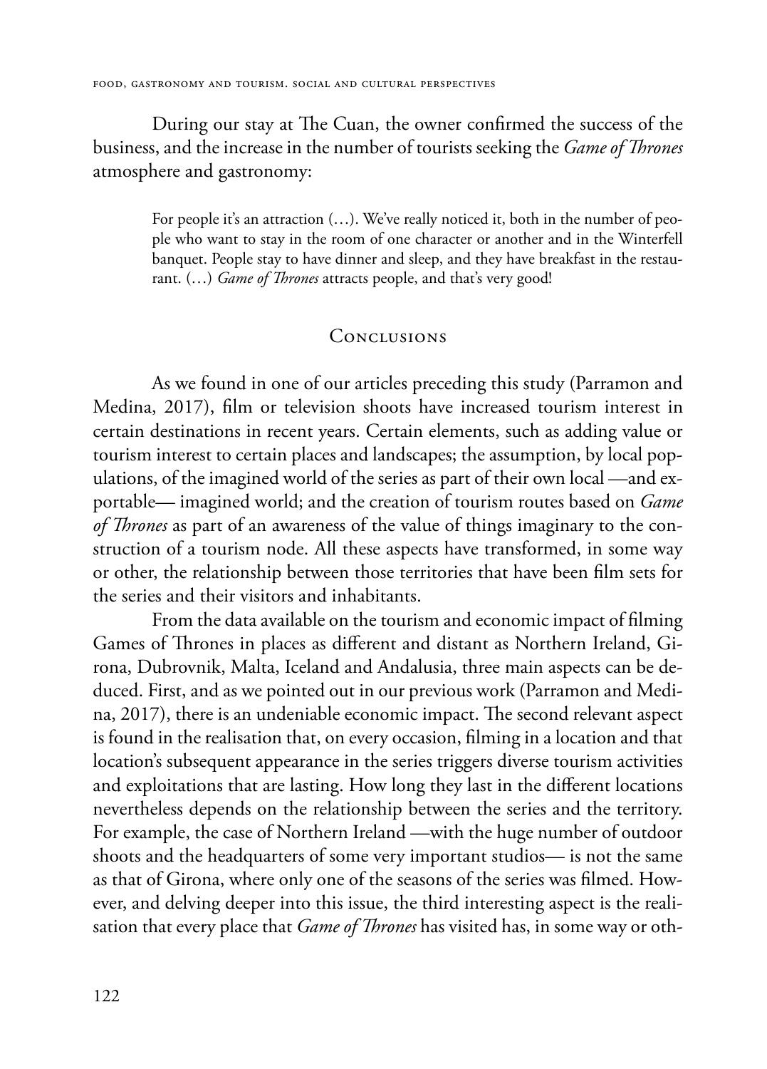During our stay at The Cuan, the owner confirmed the success of the business, and the increase in the number of tourists seeking the *Game of Thrones* atmosphere and gastronomy:

> For people it's an attraction (…). We've really noticed it, both in the number of people who want to stay in the room of one character or another and in the Winterfell banquet. People stay to have dinner and sleep, and they have breakfast in the restaurant. (…) *Game of Thrones* attracts people, and that's very good!

## Conclusions

As we found in one of our articles preceding this study (Parramon and Medina, 2017), film or television shoots have increased tourism interest in certain destinations in recent years. Certain elements, such as adding value or tourism interest to certain places and landscapes; the assumption, by local populations, of the imagined world of the series as part of their own local —and exportable— imagined world; and the creation of tourism routes based on *Game of Thrones* as part of an awareness of the value of things imaginary to the construction of a tourism node. All these aspects have transformed, in some way or other, the relationship between those territories that have been film sets for the series and their visitors and inhabitants.

From the data available on the tourism and economic impact of filming Games of Thrones in places as different and distant as Northern Ireland, Girona, Dubrovnik, Malta, Iceland and Andalusia, three main aspects can be deduced. First, and as we pointed out in our previous work (Parramon and Medina, 2017), there is an undeniable economic impact. The second relevant aspect is found in the realisation that, on every occasion, filming in a location and that location's subsequent appearance in the series triggers diverse tourism activities and exploitations that are lasting. How long they last in the different locations nevertheless depends on the relationship between the series and the territory. For example, the case of Northern Ireland —with the huge number of outdoor shoots and the headquarters of some very important studios— is not the same as that of Girona, where only one of the seasons of the series was filmed. However, and delving deeper into this issue, the third interesting aspect is the realisation that every place that *Game of Thrones* has visited has, in some way or oth-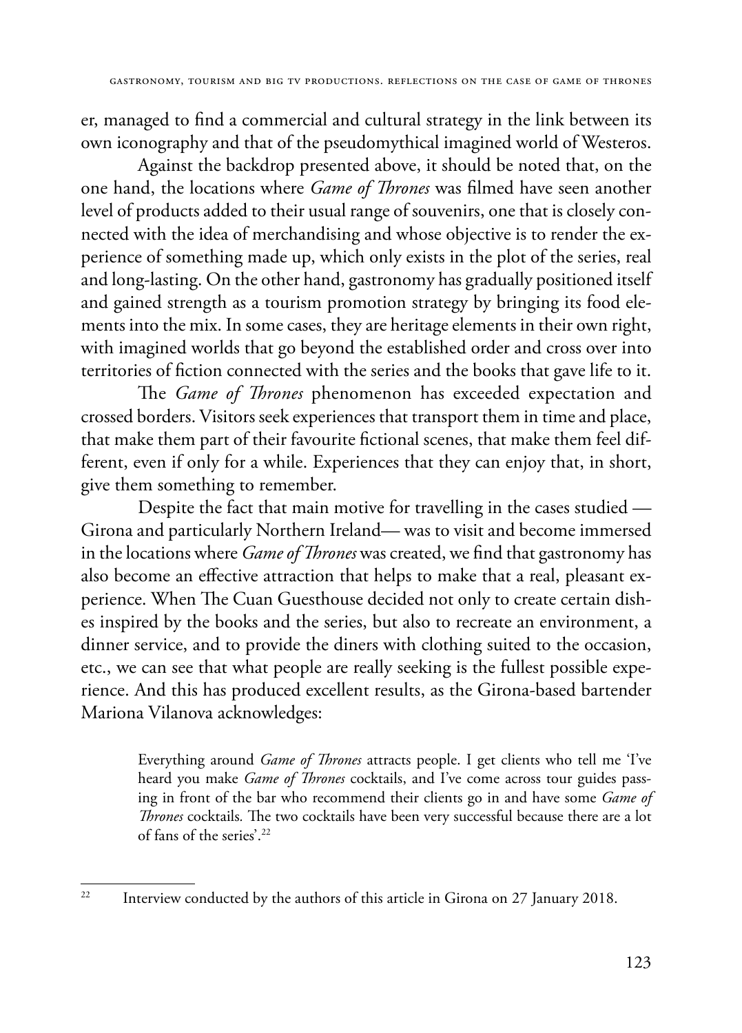er, managed to find a commercial and cultural strategy in the link between its own iconography and that of the pseudomythical imagined world of Westeros.

Against the backdrop presented above, it should be noted that, on the one hand, the locations where *Game of Thrones* was filmed have seen another level of products added to their usual range of souvenirs, one that is closely connected with the idea of merchandising and whose objective is to render the experience of something made up, which only exists in the plot of the series, real and long-lasting. On the other hand, gastronomy has gradually positioned itself and gained strength as a tourism promotion strategy by bringing its food elements into the mix. In some cases, they are heritage elements in their own right, with imagined worlds that go beyond the established order and cross over into territories of fiction connected with the series and the books that gave life to it.

The *Game of Thrones* phenomenon has exceeded expectation and crossed borders. Visitors seek experiences that transport them in time and place, that make them part of their favourite fictional scenes, that make them feel different, even if only for a while. Experiences that they can enjoy that, in short, give them something to remember.

Despite the fact that main motive for travelling in the cases studied —Girona and particularly Northern Ireland— was to visit and become immersed in the locations where *Game of Thrones* was created, we find that gastronomy has also become an effective attraction that helps to make that a real, pleasant experience. When The Cuan Guesthouse decided not only to create certain dishes inspired by the books and the series, but also to recreate an environment, a dinner service, and to provide the diners with clothing suited to the occasion, etc., we can see that what people are really seeking is the fullest possible experience. And this has produced excellent results, as the Girona-based bartender Mariona Vilanova acknowledges:

> Everything around *Game of Thrones* attracts people. I get clients who tell me 'I've heard you make *Game of Thrones* cocktails, and I've come across tour guides passing in front of the bar who recommend their clients go in and have some *Game of Thrones* cocktails. The two cocktails have been very successful because there are a lot of fans of the series'.[22]

---

[22] Interview conducted by the authors of this article in Girona on 27 January 2018.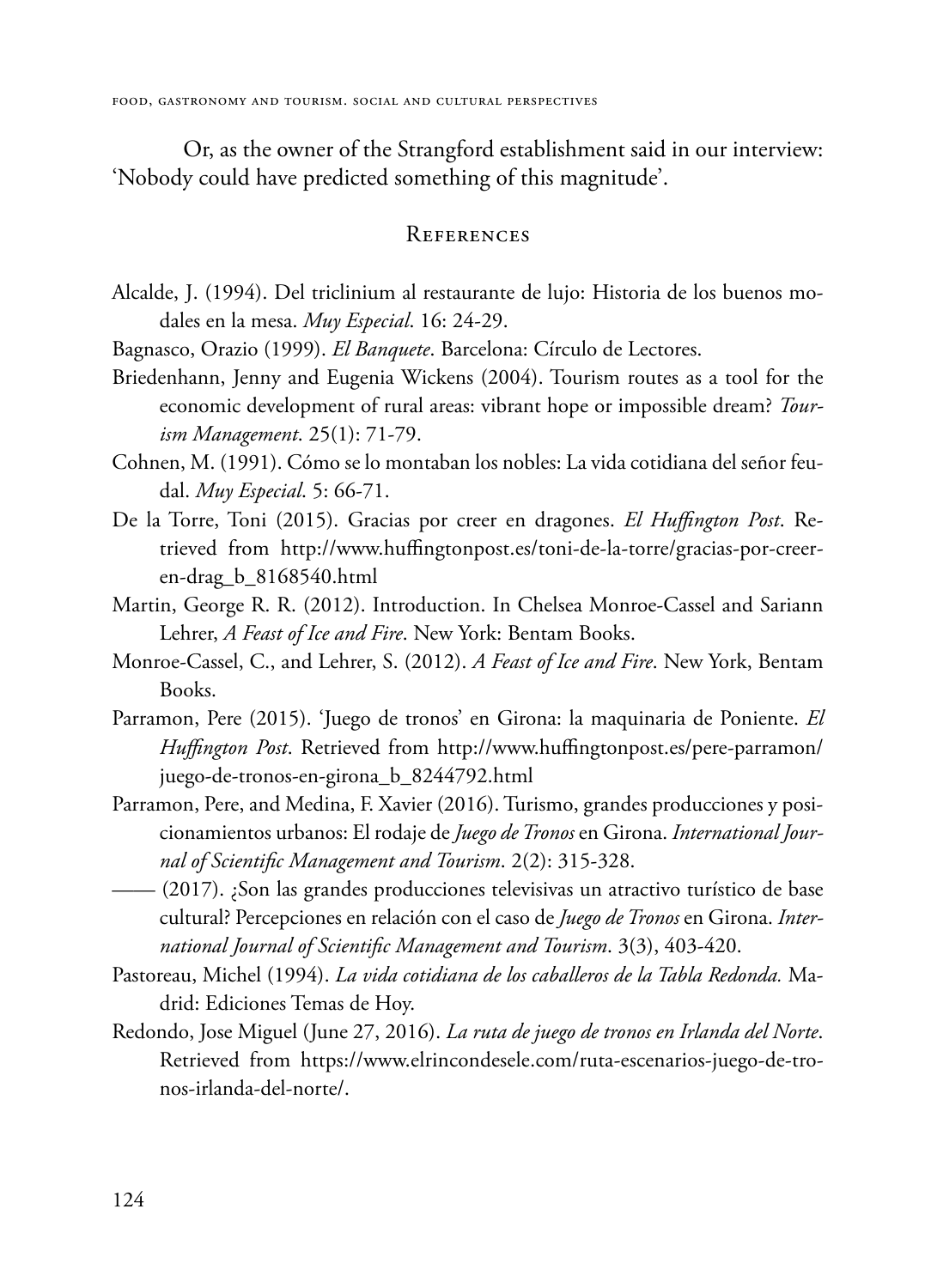Or, as the owner of the Strangford establishment said in our interview: 'Nobody could have predicted something of this magnitude'.

## References

Alcalde, J. (1994). Del triclinium al restaurante de lujo: Historia de los buenos modales en la mesa. *Muy Especial*. 16: 24-29.

Bagnasco, Orazio (1999). *El Banquete*. Barcelona: Círculo de Lectores.

Briedenhann, Jenny and Eugenia Wickens (2004). Tourism routes as a tool for the economic development of rural areas: vibrant hope or impossible dream? *Tourism Management*. 25(1): 71-79.

Cohnen, M. (1991). Cómo se lo montaban los nobles: La vida cotidiana del señor feudal. *Muy Especial*. 5: 66-71.

De la Torre, Toni (2015). Gracias por creer en dragones. *El Huffington Post*. Retrieved from http://www.huffingtonpost.es/toni-de-la-torre/gracias-por-creer-en-drag_b_8168540.html

Martin, George R. R. (2012). Introduction. In Chelsea Monroe-Cassel and Sariann Lehrer, *A Feast of Ice and Fire*. New York: Bentam Books.

Monroe-Cassel, C., and Lehrer, S. (2012). *A Feast of Ice and Fire*. New York, Bentam Books.

Parramon, Pere (2015). 'Juego de tronos' en Girona: la maquinaria de Poniente. *El Huffington Post*. Retrieved from http://www.huffingtonpost.es/pere-parramon/juego-de-tronos-en-girona_b_8244792.html

Parramon, Pere, and Medina, F. Xavier (2016). Turismo, grandes producciones y posicionamientos urbanos: El rodaje de *Juego de Tronos* en Girona. *International Journal of Scientific Management and Tourism*. 2(2): 315-328.

—— (2017). ¿Son las grandes producciones televisivas un atractivo turístico de base cultural? Percepciones en relación con el caso de *Juego de Tronos* en Girona. *International Journal of Scientific Management and Tourism*. 3(3), 403-420.

Pastoreau, Michel (1994). *La vida cotidiana de los caballeros de la Tabla Redonda.* Madrid: Ediciones Temas de Hoy.

Redondo, Jose Miguel (June 27, 2016). *La ruta de juego de tronos en Irlanda del Norte*. Retrieved from https://www.elrincondesele.com/ruta-escenarios-juego-de-tronos-irlanda-del-norte/.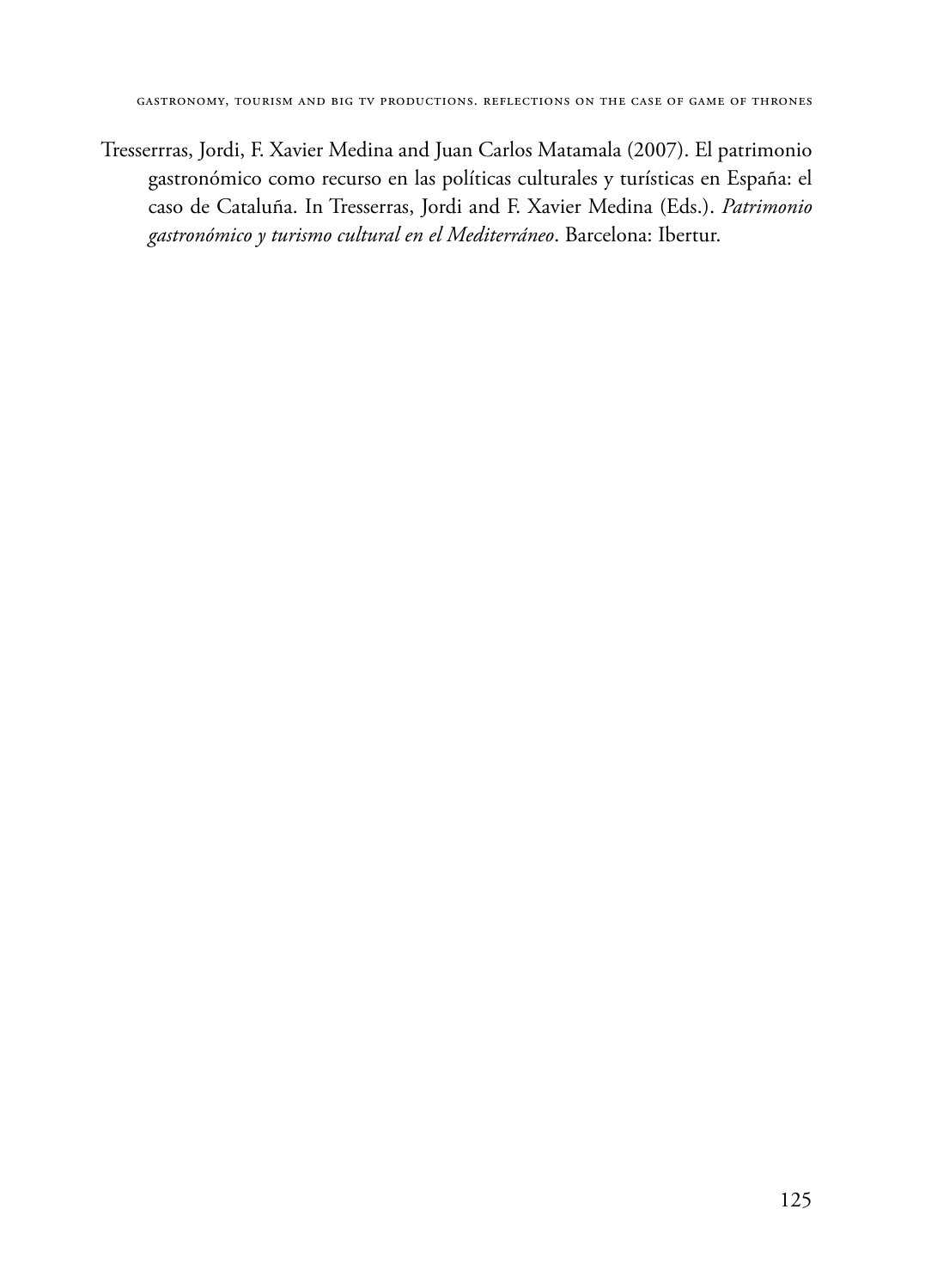Tresserrras, Jordi, F. Xavier Medina and Juan Carlos Matamala (2007). El patrimonio gastronómico como recurso en las políticas culturales y turísticas en España: el caso de Cataluña. In Tresserras, Jordi and F. Xavier Medina (Eds.). *Patrimonio gastronómico y turismo cultural en el Mediterráneo*. Barcelona: Ibertur.